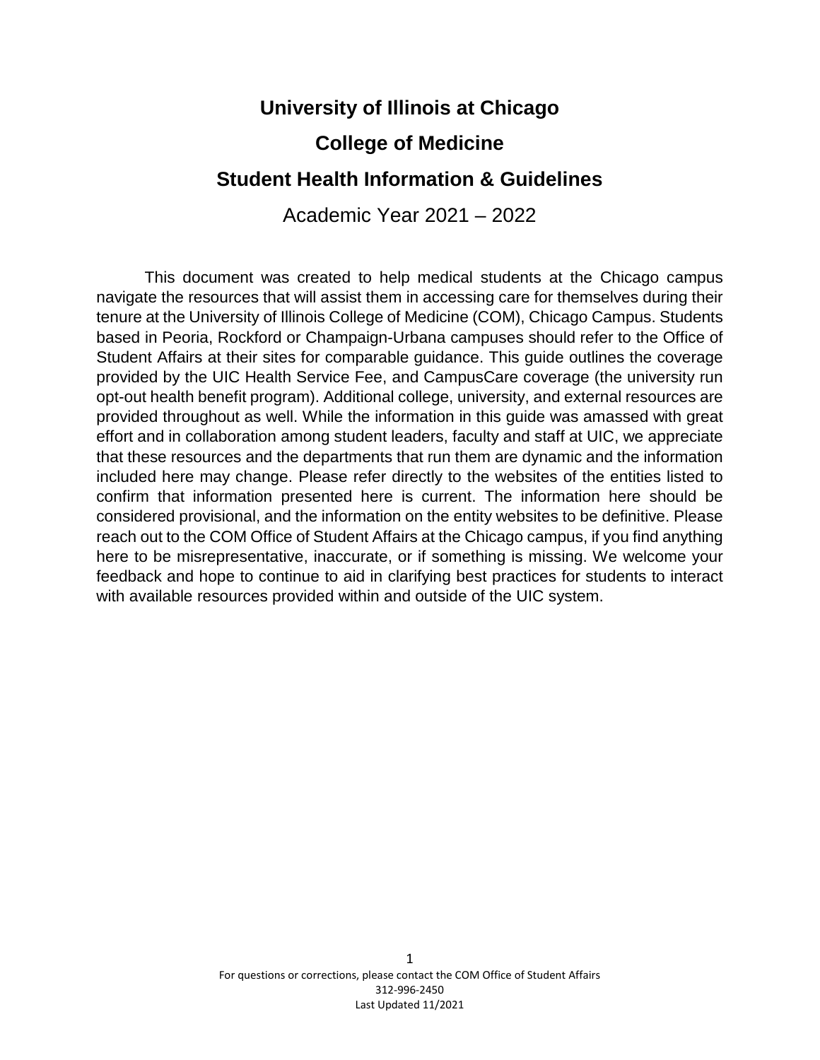# University of Illinois at Chicago

# College of Medicine

# Student Health Information & Guidelines

Academic Year 2021 – 2022

This document was created to help medical students at the Chicago campus navigate the resources that will assist them in accessing care for themselves during their tenure at the University of Illinois College of Medicine (COM), Chicago Campus. Students based in Peoria, Rockford or Champaign-Urbana campuses should refer to the Office of Student Affairs at their sites for comparable guidance. This guide outlines the coverage provided by the UIC Health Service Fee, and CampusCare coverage (the university run opt-out health benefit program). Additional college, university, and external resources are provided throughout as well. While the information in this guide was amassed with great effort and in collaboration among student leaders, faculty and staff at UIC, we appreciate that these resources and the departments that run them are dynamic and the information included here may change. Please refer directly to the websites of the entities listed to confirm that information presented here is current. The information here should be considered provisional, and the information on the entity websites to be definitive. Please reach out to the COM Office of Student Affairs at the Chicago campus, if you find anything here to be misrepresentative, inaccurate, or if something is missing. We welcome your feedback and hope to continue to aid in clarifying best practices for students to interact with available resources provided within and outside of the UIC system.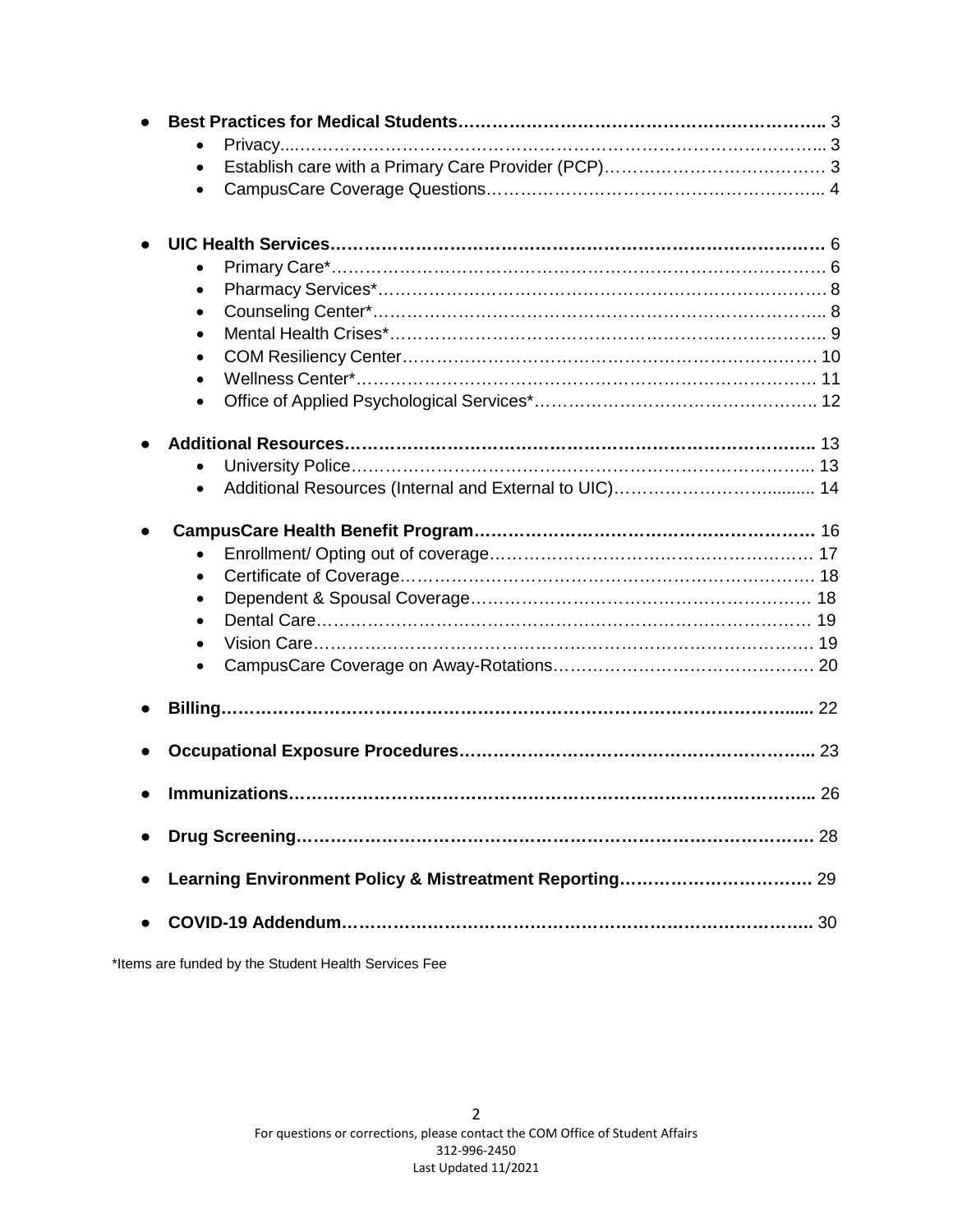- **Best Practices for Medical Students……………………………………………………….. 3**
    - Privacy...……………………………………………………………………………….. 3
    - Establish care with a Primary Care Provider (PCP)………………………………… 3
    - CampusCare Coverage Questions…………………………………………………... 4

- **UIC Health Services………………………………………………………………………. 6**
    - Primary Care*…………………………………………………………………………… 6
    - Pharmacy Services*……………………………………………………………………. 8
    - Counseling Center*…………………………………………………………………….. 8
    - Mental Health Crises*………………………………………………………………….. 9
    - COM Resiliency Center………………………………………………………………… 10
    - Wellness Center*……………………………………………………………………….. 11
    - Office of Applied Psychological Services*……………………………………………. 12

- **Additional Resources……………………………………………………………………….. 13**
    - University Police………………………………………………………………………... 13
    - Additional Resources (Internal and External to UIC)………………………….......... 14

- **CampusCare Health Benefit Program…………………………………………………… 16**
    - Enrollment/ Opting out of coverage………………………………………………… 17
    - Certificate of Coverage………………………………………………………………. 18
    - Dependent & Spousal Coverage……………………………………………………. 18
    - Dental Care……………………………………………………………………………. 19
    - Vision Care……………………………………………………………………………. 19
    - CampusCare Coverage on Away-Rotations………………………………………. 20

- **Billing………………………………………………………………………………………...... 22**

- **Occupational Exposure Procedures……………………………………………………... 23**

- **Immunizations……………………………………………………………………………... 26**

- **Drug Screening…………………………………………………………………………….. 28**

- **Learning Environment Policy & Mistreatment Reporting……………………………. 29**

- **COVID-19 Addendum……………………………………………………………………….. 30**

*Items are funded by the Student Health Services Fee

For questions or corrections, please contact the COM Office of Student Affairs
312-996-2450
Last Updated 11/2021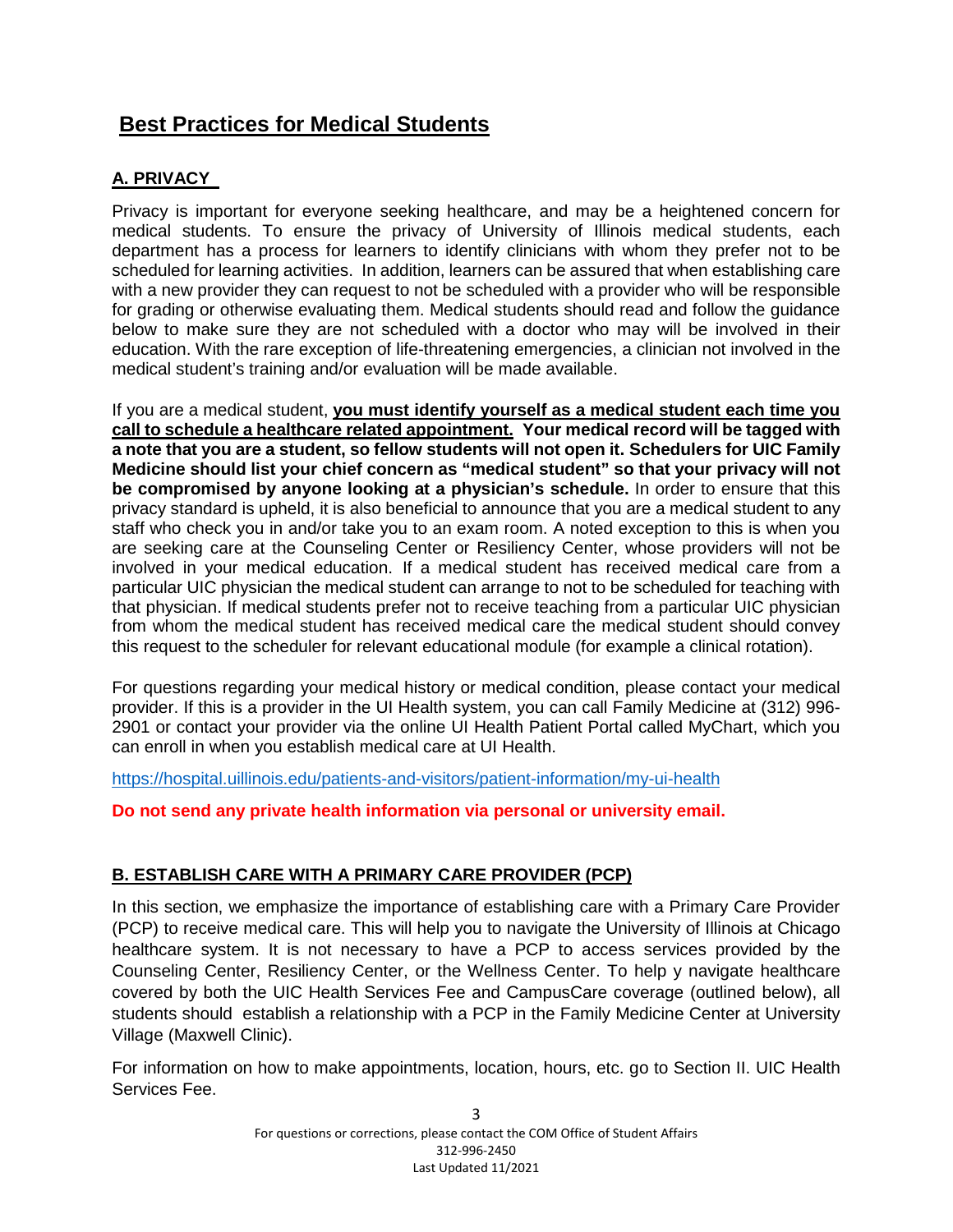# Best Practices for Medical Students

## A. PRIVACY

Privacy is important for everyone seeking healthcare, and may be a heightened concern for medical students. To ensure the privacy of University of Illinois medical students, each department has a process for learners to identify clinicians with whom they prefer not to be scheduled for learning activities. In addition, learners can be assured that when establishing care with a new provider they can request to not be scheduled with a provider who will be responsible for grading or otherwise evaluating them. Medical students should read and follow the guidance below to make sure they are not scheduled with a doctor who may will be involved in their education. With the rare exception of life-threatening emergencies, a clinician not involved in the medical student's training and/or evaluation will be made available.

If you are a medical student, **you must identify yourself as a medical student each time you call to schedule a healthcare related appointment. Your medical record will be tagged with a note that you are a student, so fellow students will not open it. Schedulers for UIC Family Medicine should list your chief concern as "medical student" so that your privacy will not be compromised by anyone looking at a physician's schedule.** In order to ensure that this privacy standard is upheld, it is also beneficial to announce that you are a medical student to any staff who check you in and/or take you to an exam room. A noted exception to this is when you are seeking care at the Counseling Center or Resiliency Center, whose providers will not be involved in your medical education. If a medical student has received medical care from a particular UIC physician the medical student can arrange to not to be scheduled for teaching with that physician. If medical students prefer not to receive teaching from a particular UIC physician from whom the medical student has received medical care the medical student should convey this request to the scheduler for relevant educational module (for example a clinical rotation).

For questions regarding your medical history or medical condition, please contact your medical provider. If this is a provider in the UI Health system, you can call Family Medicine at (312) 996-2901 or contact your provider via the online UI Health Patient Portal called MyChart, which you can enroll in when you establish medical care at UI Health.

https://hospital.uillinois.edu/patients-and-visitors/patient-information/my-ui-health

**Do not send any private health information via personal or university email.**

## B. ESTABLISH CARE WITH A PRIMARY CARE PROVIDER (PCP)

In this section, we emphasize the importance of establishing care with a Primary Care Provider (PCP) to receive medical care. This will help you to navigate the University of Illinois at Chicago healthcare system. It is not necessary to have a PCP to access services provided by the Counseling Center, Resiliency Center, or the Wellness Center. To help y navigate healthcare covered by both the UIC Health Services Fee and CampusCare coverage (outlined below), all students should establish a relationship with a PCP in the Family Medicine Center at University Village (Maxwell Clinic).

For information on how to make appointments, location, hours, etc. go to Section II. UIC Health Services Fee.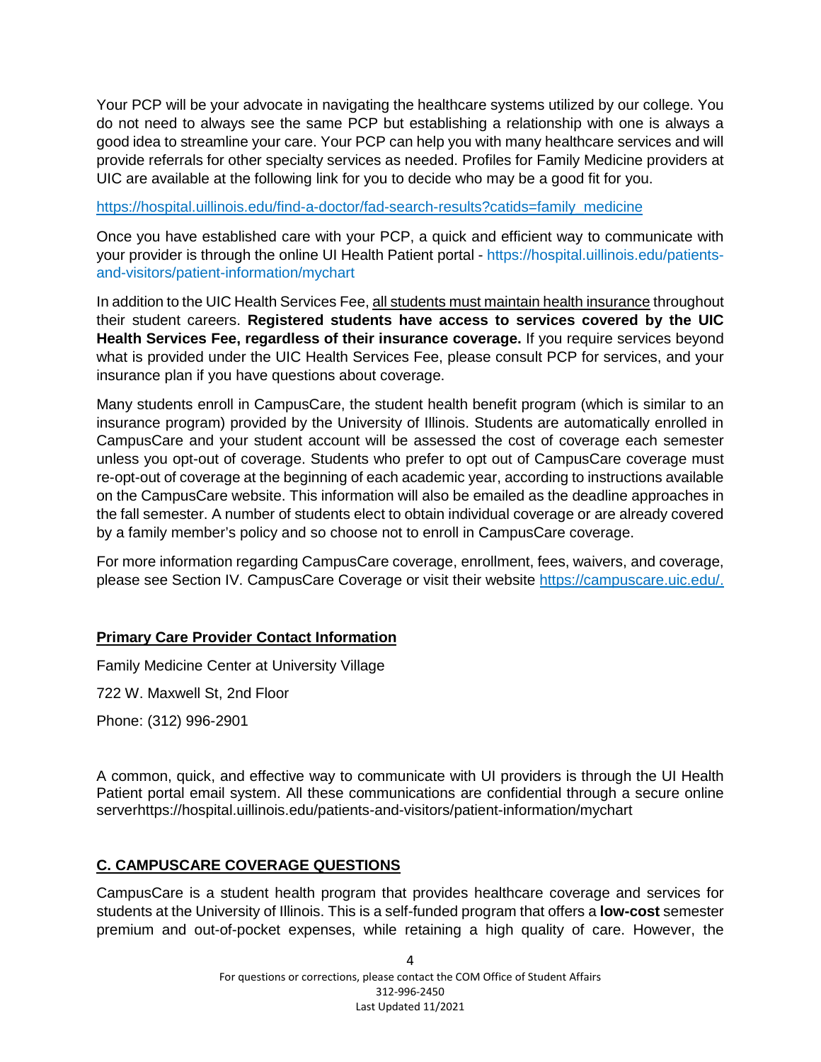Your PCP will be your advocate in navigating the healthcare systems utilized by our college. You do not need to always see the same PCP but establishing a relationship with one is always a good idea to streamline your care. Your PCP can help you with many healthcare services and will provide referrals for other specialty services as needed. Profiles for Family Medicine providers at UIC are available at the following link for you to decide who may be a good fit for you.

https://hospital.uillinois.edu/find-a-doctor/fad-search-results?catids=family_medicine

Once you have established care with your PCP, a quick and efficient way to communicate with your provider is through the online UI Health Patient portal - https://hospital.uillinois.edu/patients-and-visitors/patient-information/mychart

In addition to the UIC Health Services Fee, <u>all students must maintain health insurance</u> throughout their student careers. **Registered students have access to services covered by the UIC Health Services Fee, regardless of their insurance coverage.** If you require services beyond what is provided under the UIC Health Services Fee, please consult PCP for services, and your insurance plan if you have questions about coverage.

Many students enroll in CampusCare, the student health benefit program (which is similar to an insurance program) provided by the University of Illinois. Students are automatically enrolled in CampusCare and your student account will be assessed the cost of coverage each semester unless you opt-out of coverage. Students who prefer to opt out of CampusCare coverage must re-opt-out of coverage at the beginning of each academic year, according to instructions available on the CampusCare website. This information will also be emailed as the deadline approaches in the fall semester. A number of students elect to obtain individual coverage or are already covered by a family member's policy and so choose not to enroll in CampusCare coverage.

For more information regarding CampusCare coverage, enrollment, fees, waivers, and coverage, please see Section IV. CampusCare Coverage or visit their website https://campuscare.uic.edu/.

**<u>Primary Care Provider Contact Information</u>**

Family Medicine Center at University Village

722 W. Maxwell St, 2nd Floor

Phone: (312) 996-2901

A common, quick, and effective way to communicate with UI providers is through the UI Health Patient portal email system. All these communications are confidential through a secure online serverhttps://hospital.uillinois.edu/patients-and-visitors/patient-information/mychart

## C. CAMPUSCARE COVERAGE QUESTIONS

CampusCare is a student health program that provides healthcare coverage and services for students at the University of Illinois. This is a self-funded program that offers a **low-cost** semester premium and out-of-pocket expenses, while retaining a high quality of care. However, the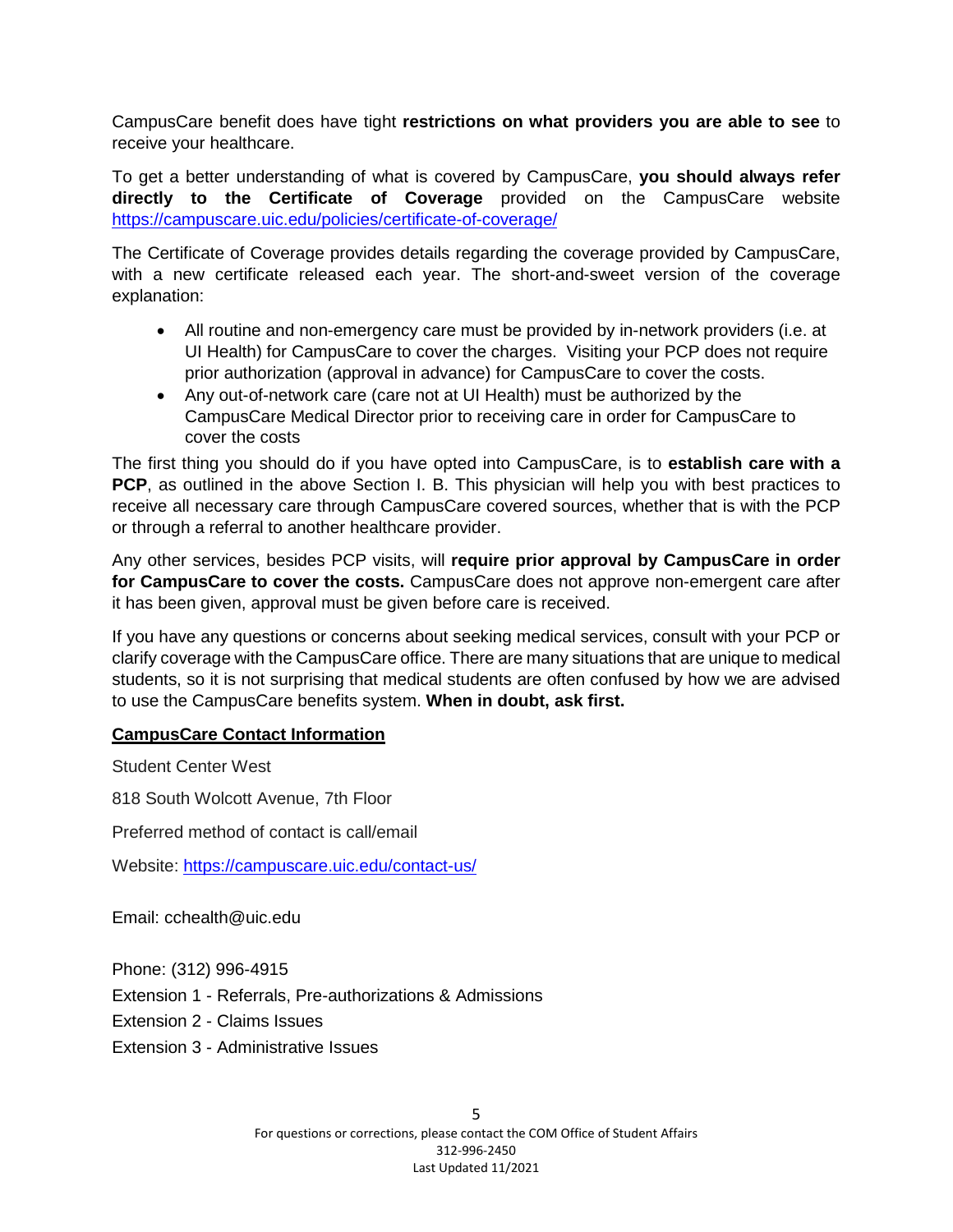CampusCare benefit does have tight **restrictions on what providers you are able to see** to receive your healthcare.

To get a better understanding of what is covered by CampusCare, **you should always refer directly to the Certificate of Coverage** provided on the CampusCare website [https://campuscare.uic.edu/policies/certificate-of-coverage/](https://campuscare.uic.edu/policies/certificate-of-coverage/)

The Certificate of Coverage provides details regarding the coverage provided by CampusCare, with a new certificate released each year. The short-and-sweet version of the coverage explanation:

- All routine and non-emergency care must be provided by in-network providers (i.e. at UI Health) for CampusCare to cover the charges. Visiting your PCP does not require prior authorization (approval in advance) for CampusCare to cover the costs.
- Any out-of-network care (care not at UI Health) must be authorized by the CampusCare Medical Director prior to receiving care in order for CampusCare to cover the costs

The first thing you should do if you have opted into CampusCare, is to **establish care with a PCP**, as outlined in the above Section I. B. This physician will help you with best practices to receive all necessary care through CampusCare covered sources, whether that is with the PCP or through a referral to another healthcare provider.

Any other services, besides PCP visits, will **require prior approval by CampusCare in order for CampusCare to cover the costs.** CampusCare does not approve non-emergent care after it has been given, approval must be given before care is received.

If you have any questions or concerns about seeking medical services, consult with your PCP or clarify coverage with the CampusCare office. There are many situations that are unique to medical students, so it is not surprising that medical students are often confused by how we are advised to use the CampusCare benefits system. **When in doubt, ask first.**

**<u>CampusCare Contact Information</u>**

Student Center West

818 South Wolcott Avenue, 7th Floor

Preferred method of contact is call/email

Website: [https://campuscare.uic.edu/contact-us/](https://campuscare.uic.edu/contact-us/)

Email: cchealth@uic.edu

Phone: (312) 996-4915
Extension 1 - Referrals, Pre-authorizations & Admissions
Extension 2 - Claims Issues
Extension 3 - Administrative Issues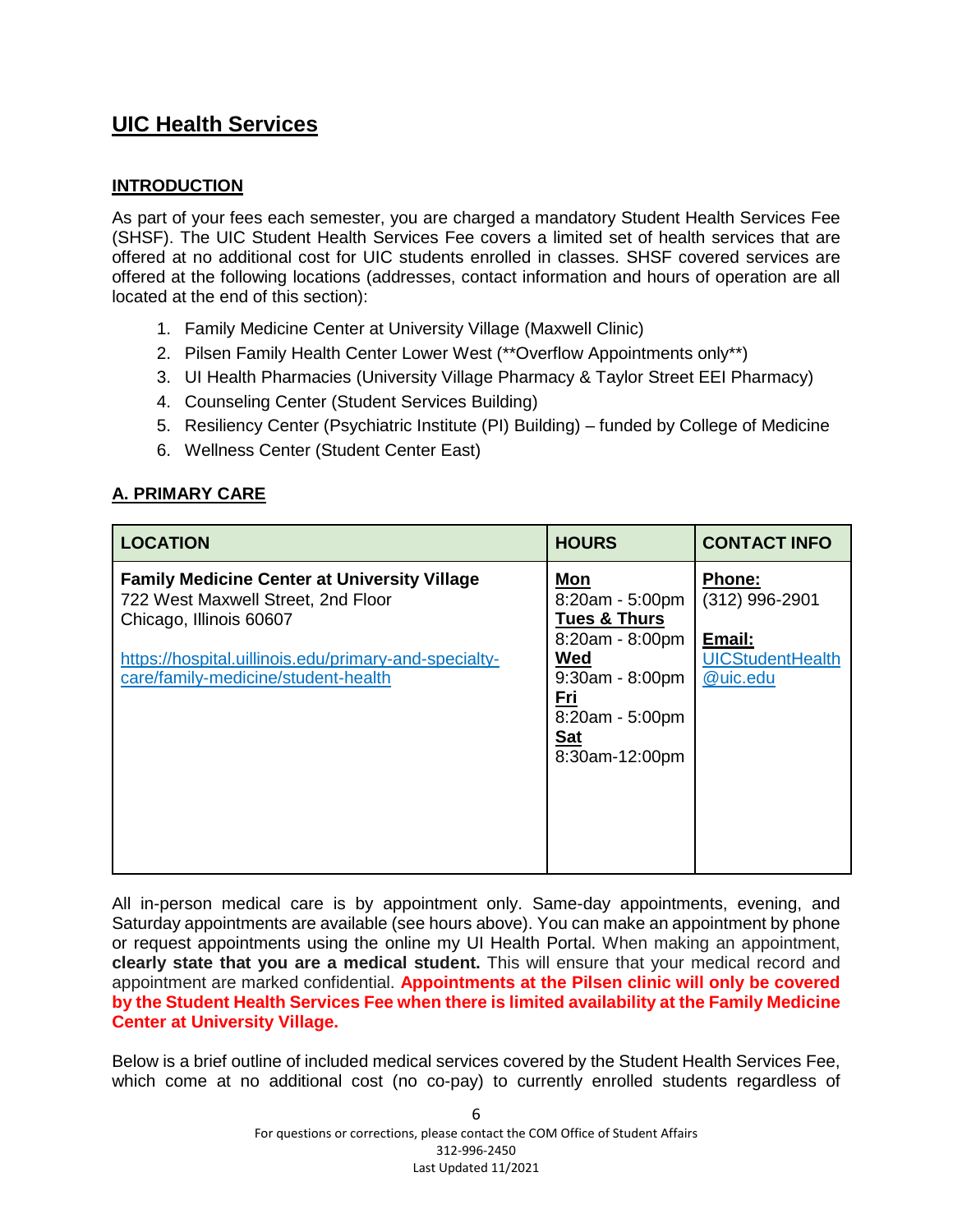## UIC Health Services

### INTRODUCTION

As part of your fees each semester, you are charged a mandatory Student Health Services Fee (SHSF). The UIC Student Health Services Fee covers a limited set of health services that are offered at no additional cost for UIC students enrolled in classes. SHSF covered services are offered at the following locations (addresses, contact information and hours of operation are all located at the end of this section):

1. Family Medicine Center at University Village (Maxwell Clinic)
2. Pilsen Family Health Center Lower West (**Overflow Appointments only**)
3. UI Health Pharmacies (University Village Pharmacy & Taylor Street EEI Pharmacy)
4. Counseling Center (Student Services Building)
5. Resiliency Center (Psychiatric Institute (PI) Building) – funded by College of Medicine
6. Wellness Center (Student Center East)

### A. PRIMARY CARE

| LOCATION | HOURS | CONTACT INFO |
|---|---|---|
| **Family Medicine Center at University Village**<br>722 West Maxwell Street, 2nd Floor<br>Chicago, Illinois 60607<br><br>https://hospital.uillinois.edu/primary-and-specialty-care/family-medicine/student-health | **Mon**<br>8:20am - 5:00pm<br>**Tues & Thurs**<br>8:20am - 8:00pm<br>**Wed**<br>9:30am - 8:00pm<br>**Fri**<br>8:20am - 5:00pm<br>**Sat**<br>8:30am-12:00pm | **Phone:**<br>(312) 996-2901<br><br>**Email:**<br>UICStudentHealth@uic.edu |

All in-person medical care is by appointment only. Same-day appointments, evening, and Saturday appointments are available (see hours above). You can make an appointment by phone or request appointments using the online my UI Health Portal. When making an appointment, **clearly state that you are a medical student.** This will ensure that your medical record and appointment are marked confidential. **Appointments at the Pilsen clinic will only be covered by the Student Health Services Fee when there is limited availability at the Family Medicine Center at University Village.**

Below is a brief outline of included medical services covered by the Student Health Services Fee, which come at no additional cost (no co-pay) to currently enrolled students regardless of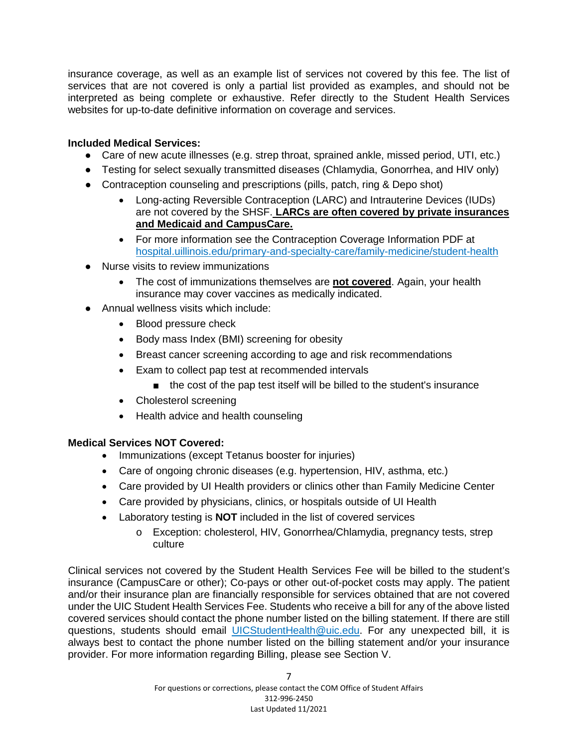insurance coverage, as well as an example list of services not covered by this fee. The list of services that are not covered is only a partial list provided as examples, and should not be interpreted as being complete or exhaustive. Refer directly to the Student Health Services websites for up-to-date definitive information on coverage and services.

**Included Medical Services:**

- Care of new acute illnesses (e.g. strep throat, sprained ankle, missed period, UTI, etc.)
- Testing for select sexually transmitted diseases (Chlamydia, Gonorrhea, and HIV only)
- Contraception counseling and prescriptions (pills, patch, ring & Depo shot)
  - Long-acting Reversible Contraception (LARC) and Intrauterine Devices (IUDs) are not covered by the SHSF. **LARCs are often covered by private insurances and Medicaid and CampusCare.**
  - For more information see the Contraception Coverage Information PDF at hospital.uillinois.edu/primary-and-specialty-care/family-medicine/student-health
- Nurse visits to review immunizations
  - The cost of immunizations themselves are **not covered**. Again, your health insurance may cover vaccines as medically indicated.
- Annual wellness visits which include:
  - Blood pressure check
  - Body mass Index (BMI) screening for obesity
  - Breast cancer screening according to age and risk recommendations
  - Exam to collect pap test at recommended intervals
    - the cost of the pap test itself will be billed to the student's insurance
  - Cholesterol screening
  - Health advice and health counseling

**Medical Services NOT Covered:**

- Immunizations (except Tetanus booster for injuries)
- Care of ongoing chronic diseases (e.g. hypertension, HIV, asthma, etc.)
- Care provided by UI Health providers or clinics other than Family Medicine Center
- Care provided by physicians, clinics, or hospitals outside of UI Health
- Laboratory testing is **NOT** included in the list of covered services
  - Exception: cholesterol, HIV, Gonorrhea/Chlamydia, pregnancy tests, strep culture

Clinical services not covered by the Student Health Services Fee will be billed to the student's insurance (CampusCare or other); Co-pays or other out-of-pocket costs may apply. The patient and/or their insurance plan are financially responsible for services obtained that are not covered under the UIC Student Health Services Fee. Students who receive a bill for any of the above listed covered services should contact the phone number listed on the billing statement. If there are still questions, students should email UICStudentHealth@uic.edu. For any unexpected bill, it is always best to contact the phone number listed on the billing statement and/or your insurance provider. For more information regarding Billing, please see Section V.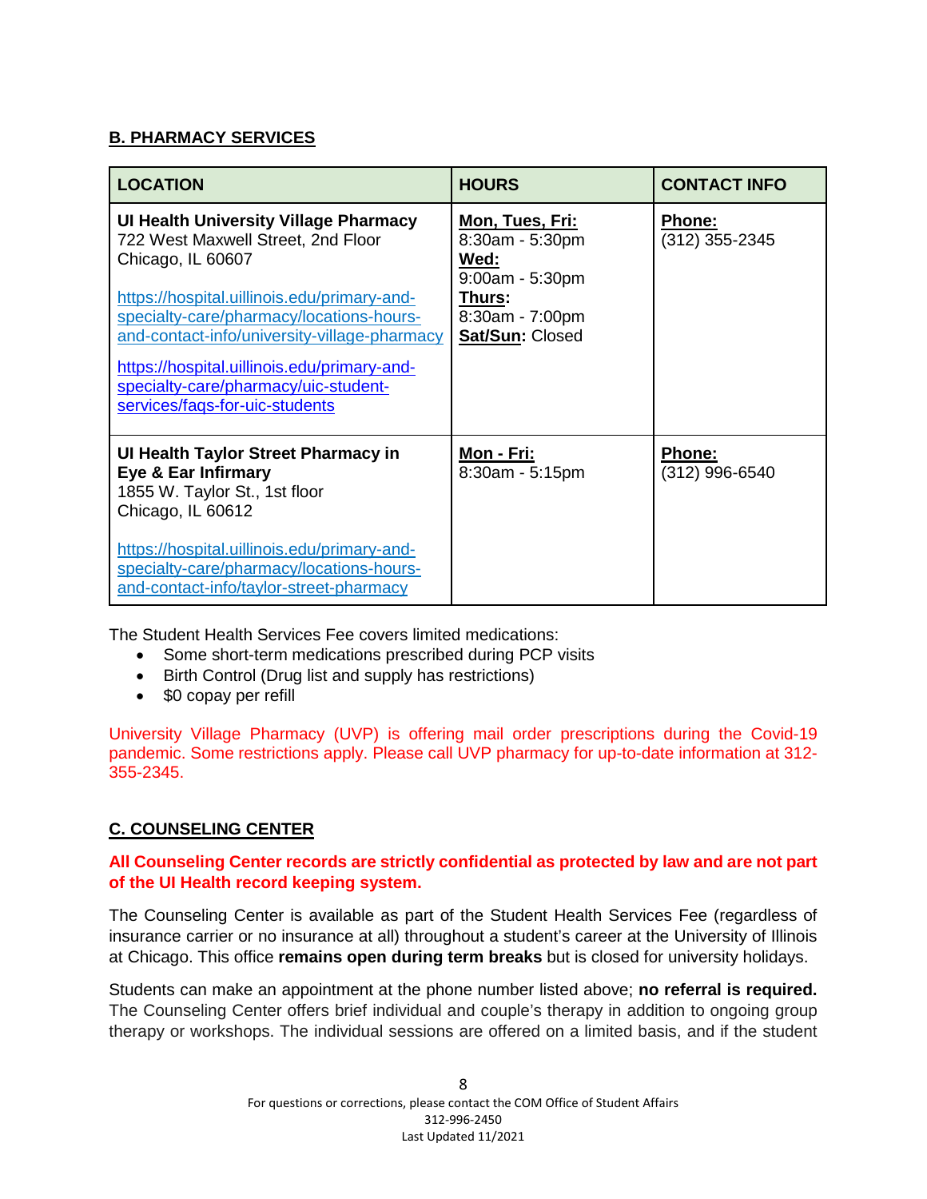## B. PHARMACY SERVICES

| LOCATION | HOURS | CONTACT INFO |
|---|---|---|
| **UI Health University Village Pharmacy**<br>722 West Maxwell Street, 2nd Floor<br>Chicago, IL 60607<br><br>https://hospital.uillinois.edu/primary-and-specialty-care/pharmacy/locations-hours-and-contact-info/university-village-pharmacy<br><br>https://hospital.uillinois.edu/primary-and-specialty-care/pharmacy/uic-student-services/faqs-for-uic-students | **Mon, Tues, Fri:**<br>8:30am - 5:30pm<br>**Wed:**<br>9:00am - 5:30pm<br>**Thurs:**<br>8:30am - 7:00pm<br>**Sat/Sun:** Closed | **Phone:**<br>(312) 355-2345 |
| **UI Health Taylor Street Pharmacy in Eye & Ear Infirmary**<br>1855 W. Taylor St., 1st floor<br>Chicago, IL 60612<br><br>https://hospital.uillinois.edu/primary-and-specialty-care/pharmacy/locations-hours-and-contact-info/taylor-street-pharmacy | **Mon - Fri:**<br>8:30am - 5:15pm | **Phone:**<br>(312) 996-6540 |

The Student Health Services Fee covers limited medications:

- Some short-term medications prescribed during PCP visits
- Birth Control (Drug list and supply has restrictions)
- $0 copay per refill

University Village Pharmacy (UVP) is offering mail order prescriptions during the Covid-19 pandemic. Some restrictions apply. Please call UVP pharmacy for up-to-date information at 312-355-2345.

## C. COUNSELING CENTER

**All Counseling Center records are strictly confidential as protected by law and are not part of the UI Health record keeping system.**

The Counseling Center is available as part of the Student Health Services Fee (regardless of insurance carrier or no insurance at all) throughout a student's career at the University of Illinois at Chicago. This office **remains open during term breaks** but is closed for university holidays.

Students can make an appointment at the phone number listed above; **no referral is required.** The Counseling Center offers brief individual and couple's therapy in addition to ongoing group therapy or workshops. The individual sessions are offered on a limited basis, and if the student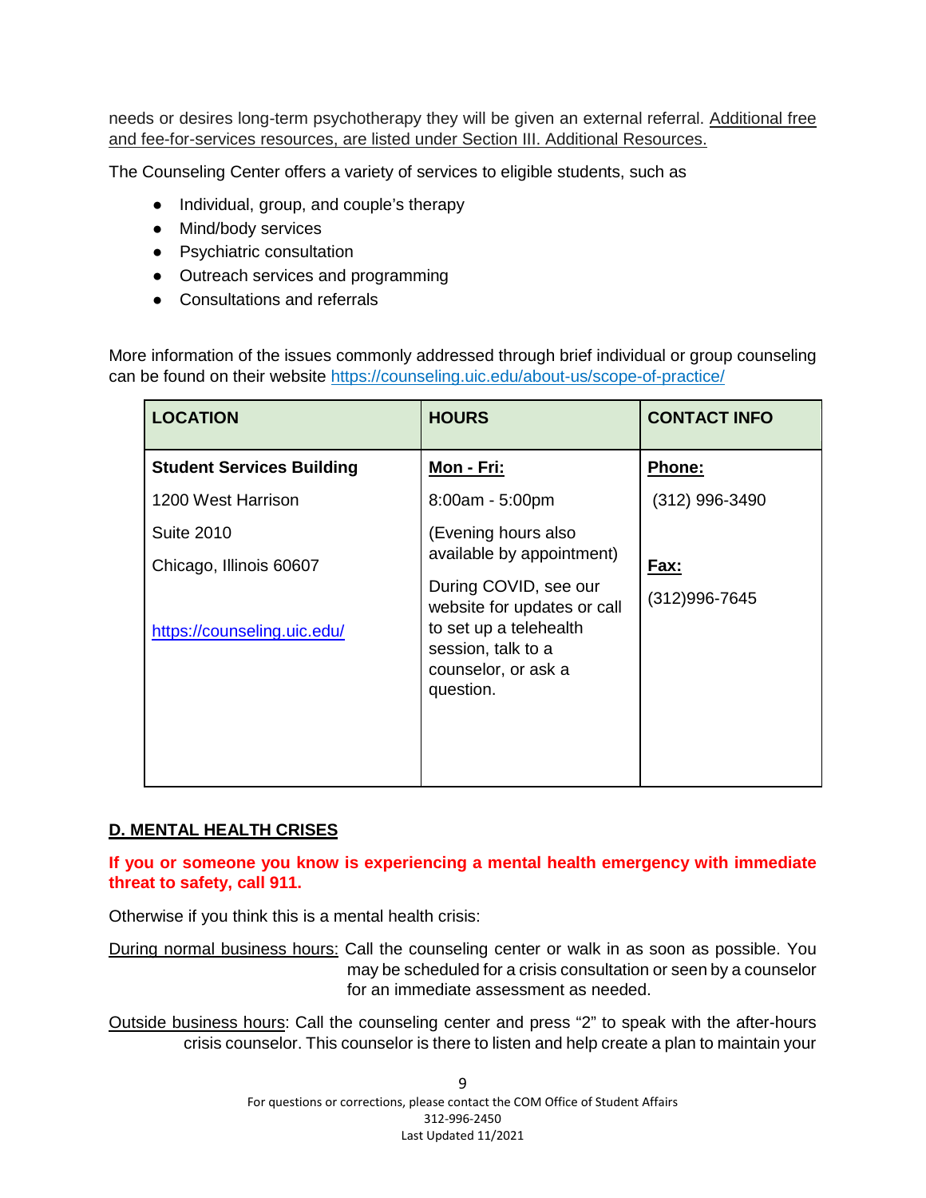needs or desires long-term psychotherapy they will be given an external referral. Additional free and fee-for-services resources, are listed under Section III. Additional Resources.

The Counseling Center offers a variety of services to eligible students, such as

- Individual, group, and couple's therapy
- Mind/body services
- Psychiatric consultation
- Outreach services and programming
- Consultations and referrals

More information of the issues commonly addressed through brief individual or group counseling can be found on their website https://counseling.uic.edu/about-us/scope-of-practice/

| LOCATION | HOURS | CONTACT INFO |
|---|---|---|
| **Student Services Building**<br>1200 West Harrison<br>Suite 2010<br>Chicago, Illinois 60607<br><br>https://counseling.uic.edu/ | **Mon - Fri:**<br>8:00am - 5:00pm<br>(Evening hours also available by appointment)<br>During COVID, see our website for updates or call to set up a telehealth session, talk to a counselor, or ask a question. | **Phone:**<br>(312) 996-3490<br><br>**Fax:**<br>(312)996-7645 |

## D. MENTAL HEALTH CRISES

**If you or someone you know is experiencing a mental health emergency with immediate threat to safety, call 911.**

Otherwise if you think this is a mental health crisis:

During normal business hours: Call the counseling center or walk in as soon as possible. You may be scheduled for a crisis consultation or seen by a counselor for an immediate assessment as needed.

Outside business hours: Call the counseling center and press "2" to speak with the after-hours crisis counselor. This counselor is there to listen and help create a plan to maintain your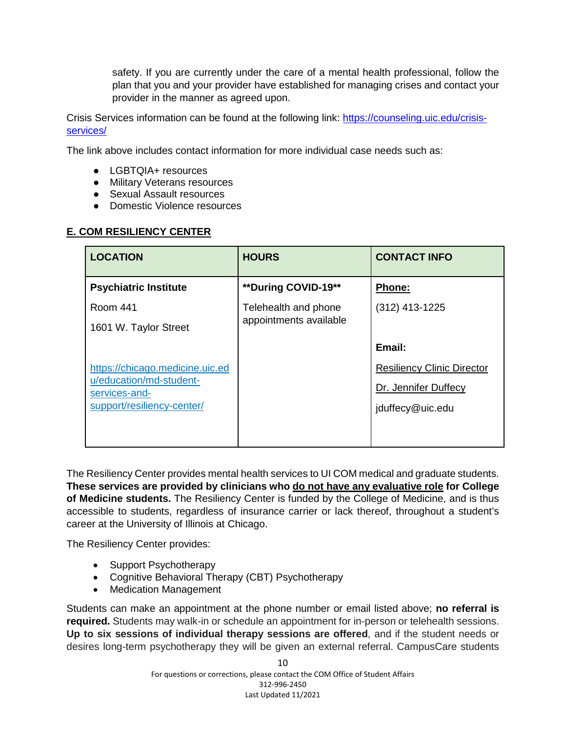safety. If you are currently under the care of a mental health professional, follow the plan that you and your provider have established for managing crises and contact your provider in the manner as agreed upon.

Crisis Services information can be found at the following link: https://counseling.uic.edu/crisis-services/

The link above includes contact information for more individual case needs such as:

- LGBTQIA+ resources
- Military Veterans resources
- Sexual Assault resources
- Domestic Violence resources

## E. COM RESILIENCY CENTER

| LOCATION | HOURS | CONTACT INFO |
|---|---|---|
| **Psychiatric Institute**<br>Room 441<br>1601 W. Taylor Street<br><br>https://chicago.medicine.uic.edu/education/md-student-services-and-support/resiliency-center/ | **During COVID-19**<br>Telehealth and phone appointments available | **Phone:**<br>(312) 413-1225<br><br>**Email:**<br>Resiliency Clinic Director<br>Dr. Jennifer Duffecy<br>jduffecy@uic.edu |

The Resiliency Center provides mental health services to UI COM medical and graduate students. **These services are provided by clinicians who do not have any evaluative role for College of Medicine students.** The Resiliency Center is funded by the College of Medicine, and is thus accessible to students, regardless of insurance carrier or lack thereof, throughout a student's career at the University of Illinois at Chicago.

The Resiliency Center provides:

- Support Psychotherapy
- Cognitive Behavioral Therapy (CBT) Psychotherapy
- Medication Management

Students can make an appointment at the phone number or email listed above; **no referral is required.** Students may walk-in or schedule an appointment for in-person or telehealth sessions. **Up to six sessions of individual therapy sessions are offered**, and if the student needs or desires long-term psychotherapy they will be given an external referral. CampusCare students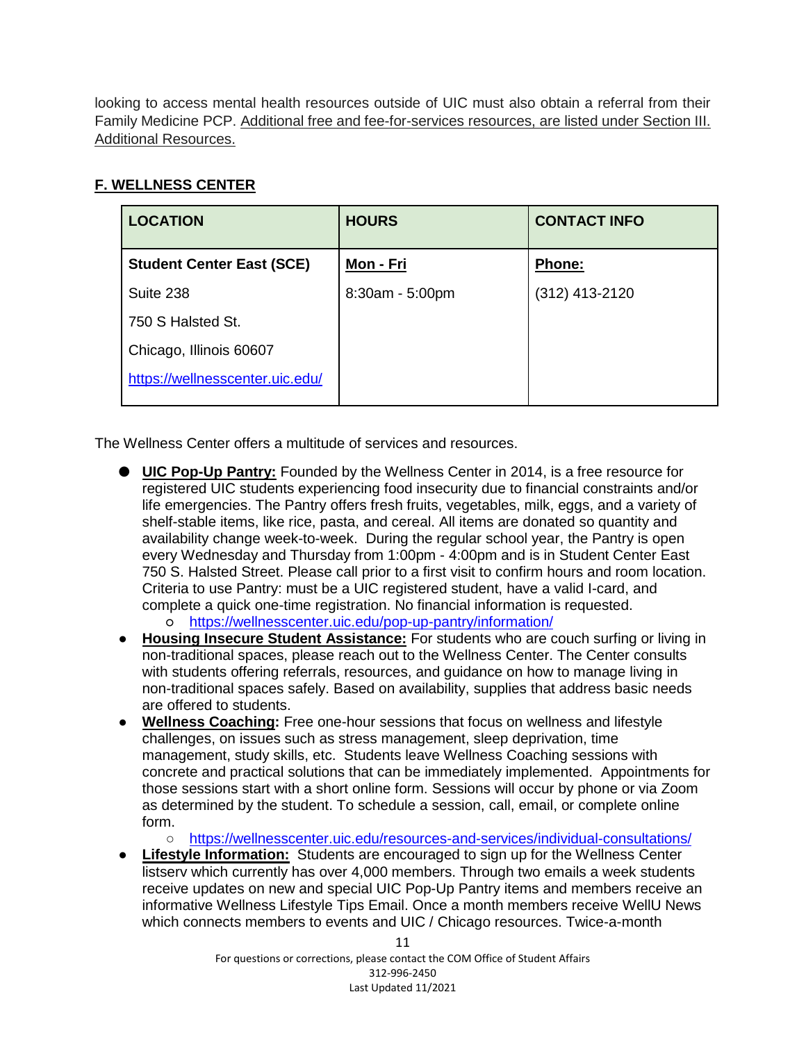looking to access mental health resources outside of UIC must also obtain a referral from their Family Medicine PCP. Additional free and fee-for-services resources, are listed under Section III. Additional Resources.

## F. WELLNESS CENTER

| LOCATION | HOURS | CONTACT INFO |
|---|---|---|
| **Student Center East (SCE)**<br>Suite 238<br>750 S Halsted St.<br>Chicago, Illinois 60607<br>https://wellnesscenter.uic.edu/ | **Mon - Fri**<br>8:30am - 5:00pm | **Phone:**<br>(312) 413-2120 |

The Wellness Center offers a multitude of services and resources.

- **UIC Pop-Up Pantry:** Founded by the Wellness Center in 2014, is a free resource for registered UIC students experiencing food insecurity due to financial constraints and/or life emergencies. The Pantry offers fresh fruits, vegetables, milk, eggs, and a variety of shelf-stable items, like rice, pasta, and cereal. All items are donated so quantity and availability change week-to-week. During the regular school year, the Pantry is open every Wednesday and Thursday from 1:00pm - 4:00pm and is in Student Center East 750 S. Halsted Street. Please call prior to a first visit to confirm hours and room location. Criteria to use Pantry: must be a UIC registered student, have a valid I-card, and complete a quick one-time registration. No financial information is requested.
  - https://wellnesscenter.uic.edu/pop-up-pantry/information/
- **Housing Insecure Student Assistance:** For students who are couch surfing or living in non-traditional spaces, please reach out to the Wellness Center. The Center consults with students offering referrals, resources, and guidance on how to manage living in non-traditional spaces safely. Based on availability, supplies that address basic needs are offered to students.
- **Wellness Coaching:** Free one-hour sessions that focus on wellness and lifestyle challenges, on issues such as stress management, sleep deprivation, time management, study skills, etc. Students leave Wellness Coaching sessions with concrete and practical solutions that can be immediately implemented. Appointments for those sessions start with a short online form. Sessions will occur by phone or via Zoom as determined by the student. To schedule a session, call, email, or complete online form.
  - https://wellnesscenter.uic.edu/resources-and-services/individual-consultations/
- **Lifestyle Information:** Students are encouraged to sign up for the Wellness Center listserv which currently has over 4,000 members. Through two emails a week students receive updates on new and special UIC Pop-Up Pantry items and members receive an informative Wellness Lifestyle Tips Email. Once a month members receive WellU News which connects members to events and UIC / Chicago resources. Twice-a-month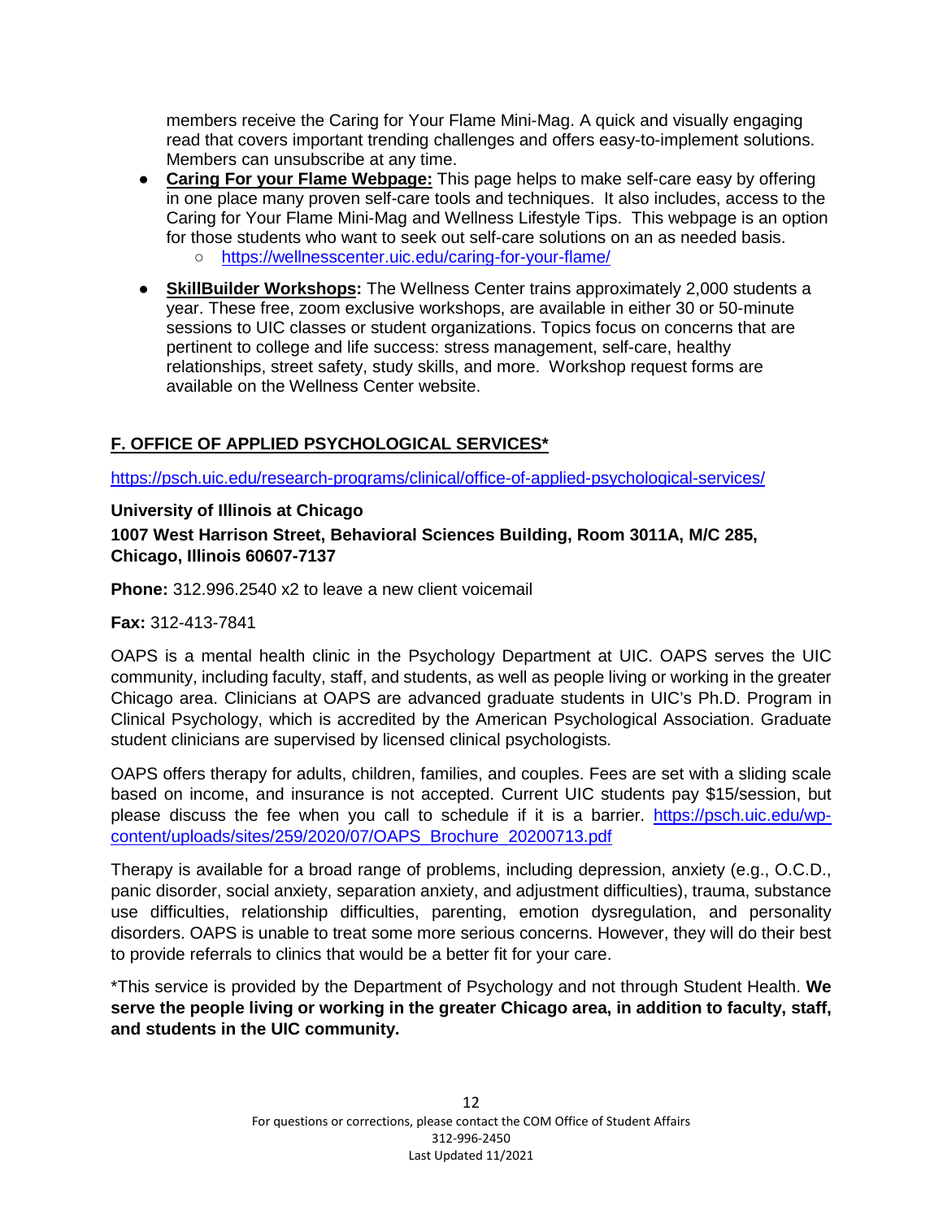members receive the Caring for Your Flame Mini-Mag. A quick and visually engaging read that covers important trending challenges and offers easy-to-implement solutions. Members can unsubscribe at any time.

- **Caring For your Flame Webpage:** This page helps to make self-care easy by offering in one place many proven self-care tools and techniques. It also includes, access to the Caring for Your Flame Mini-Mag and Wellness Lifestyle Tips. This webpage is an option for those students who want to seek out self-care solutions on an as needed basis.
  - https://wellnesscenter.uic.edu/caring-for-your-flame/
- **SkillBuilder Workshops:** The Wellness Center trains approximately 2,000 students a year. These free, zoom exclusive workshops, are available in either 30 or 50-minute sessions to UIC classes or student organizations. Topics focus on concerns that are pertinent to college and life success: stress management, self-care, healthy relationships, street safety, study skills, and more. Workshop request forms are available on the Wellness Center website.

## F. OFFICE OF APPLIED PSYCHOLOGICAL SERVICES*

https://psch.uic.edu/research-programs/clinical/office-of-applied-psychological-services/

**University of Illinois at Chicago**

**1007 West Harrison Street, Behavioral Sciences Building, Room 3011A, M/C 285, Chicago, Illinois 60607-7137**

**Phone:** 312.996.2540 x2 to leave a new client voicemail

**Fax:** 312-413-7841

OAPS is a mental health clinic in the Psychology Department at UIC. OAPS serves the UIC community, including faculty, staff, and students, as well as people living or working in the greater Chicago area. Clinicians at OAPS are advanced graduate students in UIC's Ph.D. Program in Clinical Psychology, which is accredited by the American Psychological Association. Graduate student clinicians are supervised by licensed clinical psychologists.

OAPS offers therapy for adults, children, families, and couples. Fees are set with a sliding scale based on income, and insurance is not accepted. Current UIC students pay $15/session, but please discuss the fee when you call to schedule if it is a barrier. https://psch.uic.edu/wp-content/uploads/sites/259/2020/07/OAPS_Brochure_20200713.pdf

Therapy is available for a broad range of problems, including depression, anxiety (e.g., O.C.D., panic disorder, social anxiety, separation anxiety, and adjustment difficulties), trauma, substance use difficulties, relationship difficulties, parenting, emotion dysregulation, and personality disorders. OAPS is unable to treat some more serious concerns. However, they will do their best to provide referrals to clinics that would be a better fit for your care.

*This service is provided by the Department of Psychology and not through Student Health. **We serve the people living or working in the greater Chicago area, in addition to faculty, staff, and students in the UIC community.**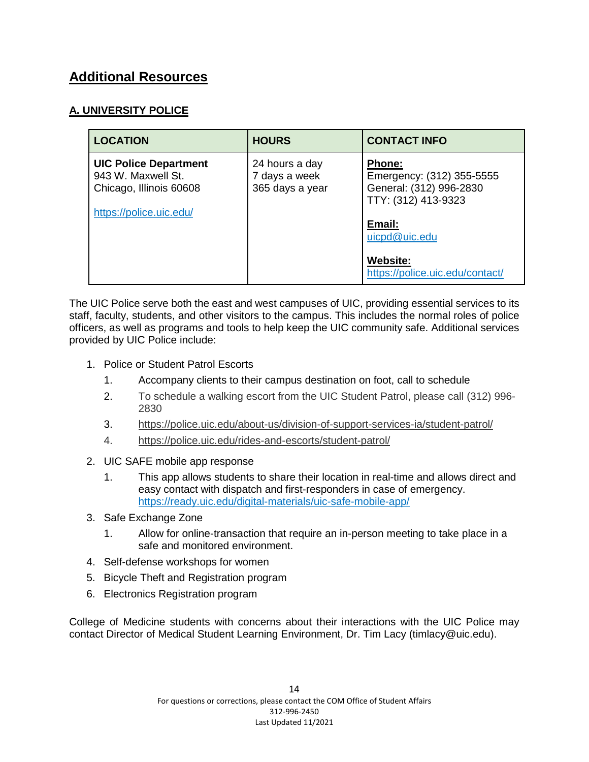## Additional Resources

### A. UNIVERSITY POLICE

| LOCATION | HOURS | CONTACT INFO |
| --- | --- | --- |
| **UIC Police Department**<br>943 W. Maxwell St.<br>Chicago, Illinois 60608<br><br>https://police.uic.edu/ | 24 hours a day<br>7 days a week<br>365 days a year | **Phone:**<br>Emergency: (312) 355-5555<br>General: (312) 996-2830<br>TTY: (312) 413-9323<br><br>**Email:**<br>uicpd@uic.edu<br><br>**Website:**<br>https://police.uic.edu/contact/ |

The UIC Police serve both the east and west campuses of UIC, providing essential services to its staff, faculty, students, and other visitors to the campus. This includes the normal roles of police officers, as well as programs and tools to help keep the UIC community safe. Additional services provided by UIC Police include:

1. Police or Student Patrol Escorts
    1. Accompany clients to their campus destination on foot, call to schedule
    2. To schedule a walking escort from the UIC Student Patrol, please call (312) 996-2830
    3. https://police.uic.edu/about-us/division-of-support-services-ia/student-patrol/
    4. https://police.uic.edu/rides-and-escorts/student-patrol/
2. UIC SAFE mobile app response
    1. This app allows students to share their location in real-time and allows direct and easy contact with dispatch and first-responders in case of emergency. https://ready.uic.edu/digital-materials/uic-safe-mobile-app/
3. Safe Exchange Zone
    1. Allow for online-transaction that require an in-person meeting to take place in a safe and monitored environment.
4. Self-defense workshops for women
5. Bicycle Theft and Registration program
6. Electronics Registration program

College of Medicine students with concerns about their interactions with the UIC Police may contact Director of Medical Student Learning Environment, Dr. Tim Lacy (timlacy@uic.edu).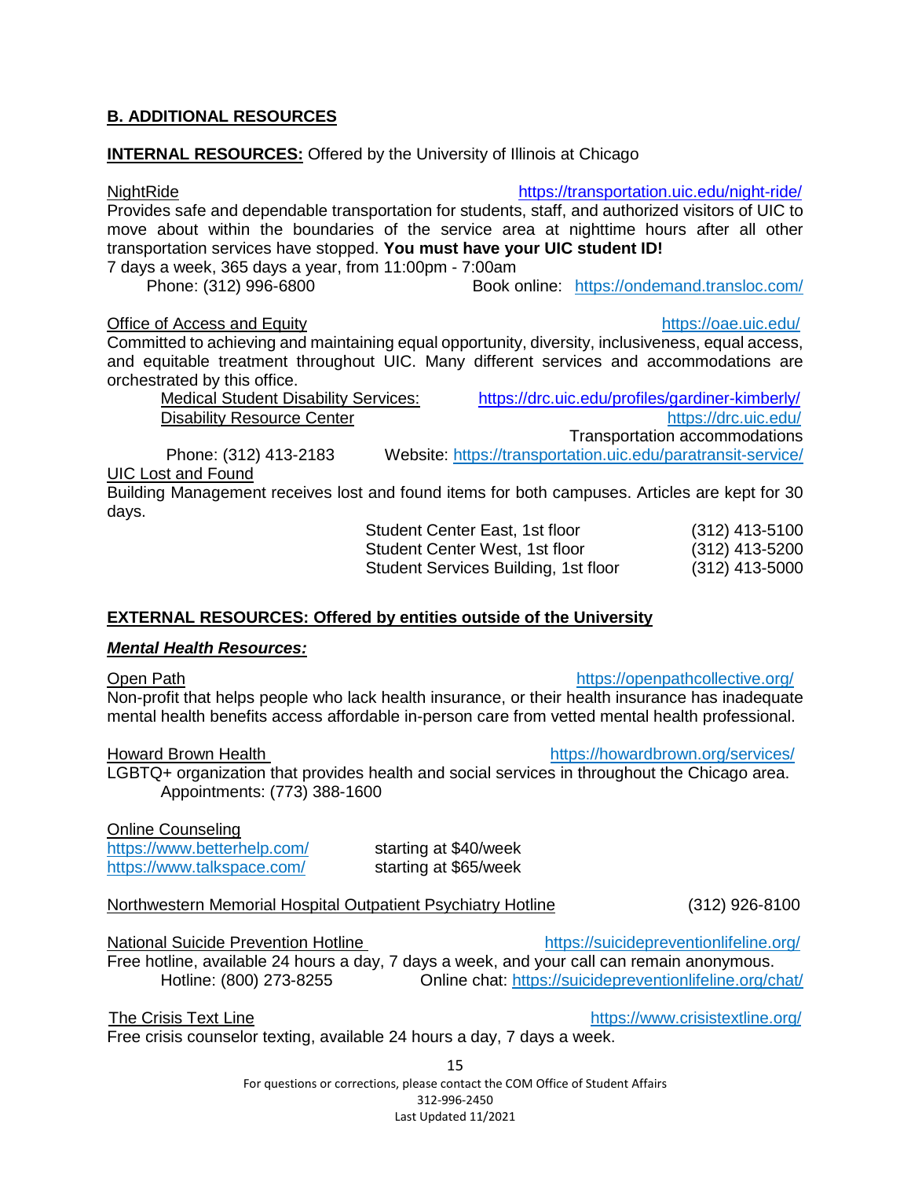## B. ADDITIONAL RESOURCES

**INTERNAL RESOURCES:** Offered by the University of Illinois at Chicago

NightRide https://transportation.uic.edu/night-ride/

Provides safe and dependable transportation for students, staff, and authorized visitors of UIC to move about within the boundaries of the service area at nighttime hours after all other transportation services have stopped. **You must have your UIC student ID!**

7 days a week, 365 days a year, from 11:00pm - 7:00am

Phone: (312) 996-6800 Book online: https://ondemand.transloc.com/

Office of Access and Equity https://oae.uic.edu/

Committed to achieving and maintaining equal opportunity, diversity, inclusiveness, equal access, and equitable treatment throughout UIC. Many different services and accommodations are orchestrated by this office.

- Medical Student Disability Services: https://drc.uic.edu/profiles/gardiner-kimberly/
- Disability Resource Center https://drc.uic.edu/

Transportation accommodations

Phone: (312) 413-2183 Website: https://transportation.uic.edu/paratransit-service/

UIC Lost and Found

Building Management receives lost and found items for both campuses. Articles are kept for 30 days.

| | |
|---|---|
| Student Center East, 1st floor | (312) 413-5100 |
| Student Center West, 1st floor | (312) 413-5200 |
| Student Services Building, 1st floor | (312) 413-5000 |

**EXTERNAL RESOURCES: Offered by entities outside of the University**

***Mental Health Resources:***

Open Path https://openpathcollective.org/

Non-profit that helps people who lack health insurance, or their health insurance has inadequate mental health benefits access affordable in-person care from vetted mental health professional.

Howard Brown Health https://howardbrown.org/services/

LGBTQ+ organization that provides health and social services in throughout the Chicago area.

Appointments: (773) 388-1600

Online Counseling

| | |
|---|---|
| https://www.betterhelp.com/ | starting at $40/week |
| https://www.talkspace.com/ | starting at $65/week |

Northwestern Memorial Hospital Outpatient Psychiatry Hotline (312) 926-8100

National Suicide Prevention Hotline https://suicidepreventionlifeline.org/

Free hotline, available 24 hours a day, 7 days a week, and your call can remain anonymous.

Hotline: (800) 273-8255 Online chat: https://suicidepreventionlifeline.org/chat/

The Crisis Text Line https://www.crisistextline.org/

Free crisis counselor texting, available 24 hours a day, 7 days a week.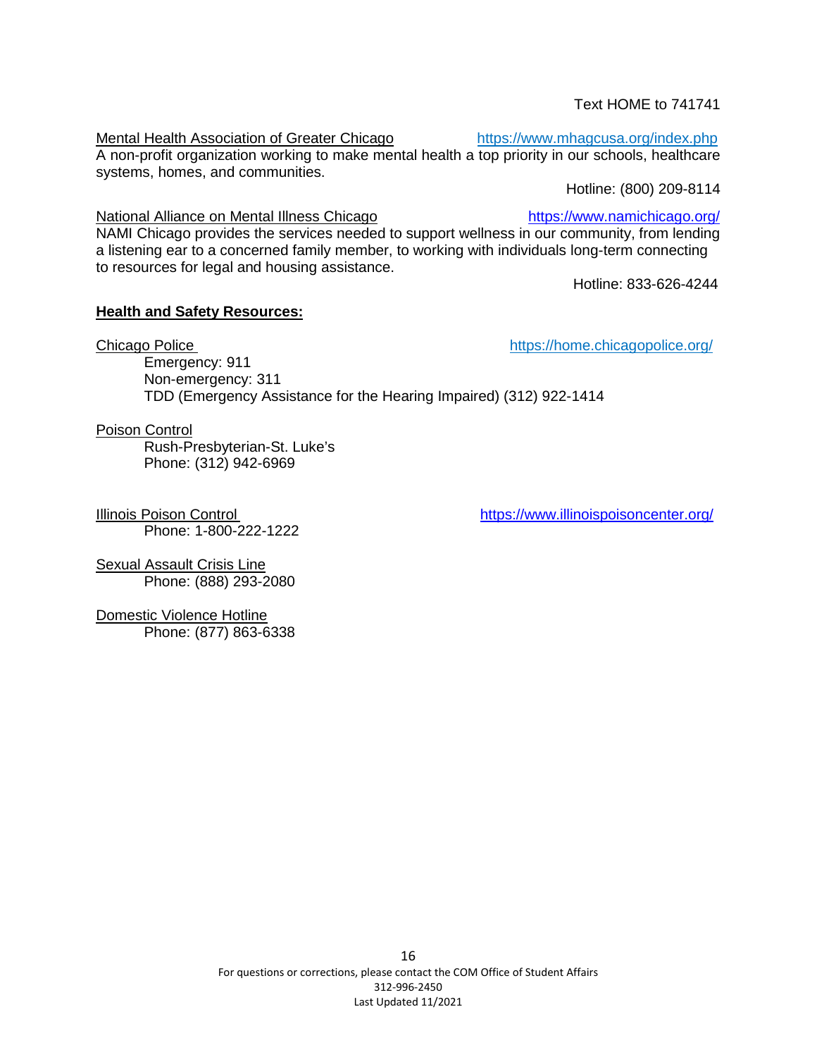Text HOME to 741741

Mental Health Association of Greater Chicago https://www.mhagcusa.org/index.php

A non-profit organization working to make mental health a top priority in our schools, healthcare systems, homes, and communities.

Hotline: (800) 209-8114

National Alliance on Mental Illness Chicago https://www.namichicago.org/

NAMI Chicago provides the services needed to support wellness in our community, from lending a listening ear to a concerned family member, to working with individuals long-term connecting to resources for legal and housing assistance.

Hotline: 833-626-4244

**Health and Safety Resources:**

Chicago Police https://home.chicagopolice.org/

Emergency: 911
Non-emergency: 311
TDD (Emergency Assistance for the Hearing Impaired) (312) 922-1414

Poison Control

Rush-Presbyterian-St. Luke's
Phone: (312) 942-6969

Illinois Poison Control https://www.illinoispoisoncenter.org/

Phone: 1-800-222-1222

Sexual Assault Crisis Line

Phone: (888) 293-2080

Domestic Violence Hotline

Phone: (877) 863-6338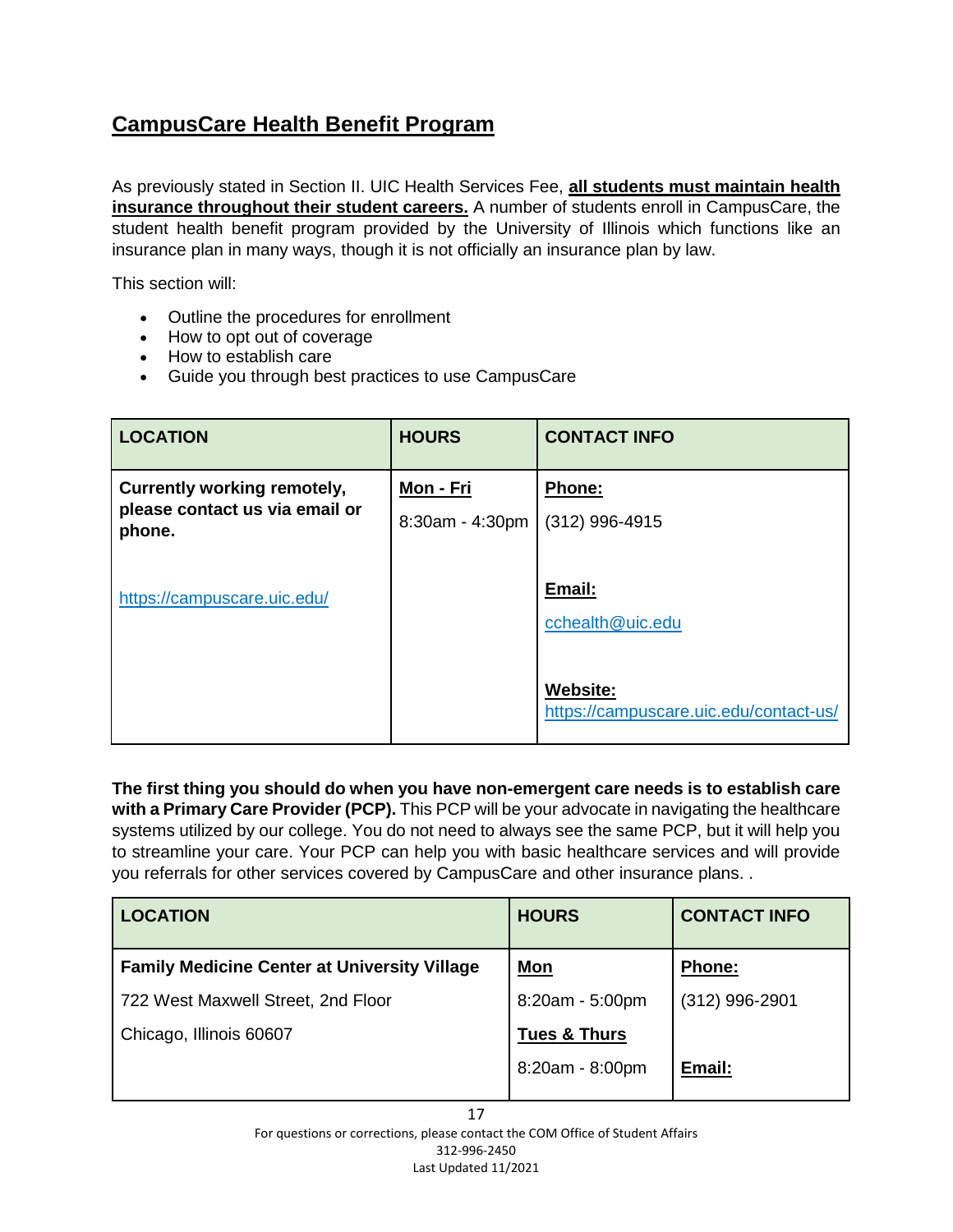## CampusCare Health Benefit Program

As previously stated in Section II. UIC Health Services Fee, **all students must maintain health insurance throughout their student careers.** A number of students enroll in CampusCare, the student health benefit program provided by the University of Illinois which functions like an insurance plan in many ways, though it is not officially an insurance plan by law.

This section will:

- Outline the procedures for enrollment
- How to opt out of coverage
- How to establish care
- Guide you through best practices to use CampusCare

| LOCATION | HOURS | CONTACT INFO |
|---|---|---|
| **Currently working remotely, please contact us via email or phone.**<br><br>https://campuscare.uic.edu/ | **Mon - Fri**<br>8:30am - 4:30pm | **Phone:**<br>(312) 996-4915<br><br>**Email:**<br>cchealth@uic.edu<br><br>**Website:**<br>https://campuscare.uic.edu/contact-us/ |

**The first thing you should do when you have non-emergent care needs is to establish care with a Primary Care Provider (PCP).** This PCP will be your advocate in navigating the healthcare systems utilized by our college. You do not need to always see the same PCP, but it will help you to streamline your care. Your PCP can help you with basic healthcare services and will provide you referrals for other services covered by CampusCare and other insurance plans. .

| LOCATION | HOURS | CONTACT INFO |
|---|---|---|
| **Family Medicine Center at University Village**<br>722 West Maxwell Street, 2nd Floor<br>Chicago, Illinois 60607 | **Mon**<br>8:20am - 5:00pm<br>**Tues & Thurs**<br>8:20am - 8:00pm | **Phone:**<br>(312) 996-2901<br><br>**Email:** |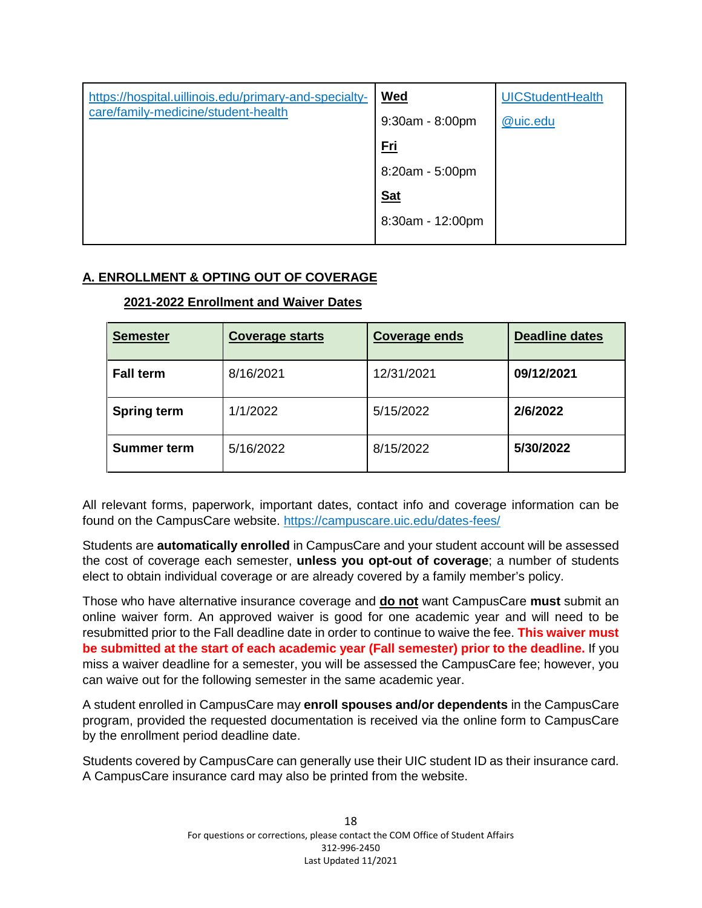| https://hospital.uillinois.edu/primary-and-specialty-care/family-medicine/student-health | **Wed**<br>9:30am - 8:00pm<br>**Fri**<br>8:20am - 5:00pm<br>**Sat**<br>8:30am - 12:00pm | UICStudentHealth<br>@uic.edu |
|---|---|---|

## A. ENROLLMENT & OPTING OUT OF COVERAGE

### 2021-2022 Enrollment and Waiver Dates

| Semester | Coverage starts | Coverage ends | Deadline dates |
|---|---|---|---|
| **Fall term** | 8/16/2021 | 12/31/2021 | **09/12/2021** |
| **Spring term** | 1/1/2022 | 5/15/2022 | **2/6/2022** |
| **Summer term** | 5/16/2022 | 8/15/2022 | **5/30/2022** |

All relevant forms, paperwork, important dates, contact info and coverage information can be found on the CampusCare website. https://campuscare.uic.edu/dates-fees/

Students are **automatically enrolled** in CampusCare and your student account will be assessed the cost of coverage each semester, **unless you opt-out of coverage**; a number of students elect to obtain individual coverage or are already covered by a family member's policy.

Those who have alternative insurance coverage and **do not** want CampusCare **must** submit an online waiver form. An approved waiver is good for one academic year and will need to be resubmitted prior to the Fall deadline date in order to continue to waive the fee. **This waiver must be submitted at the start of each academic year (Fall semester) prior to the deadline.** If you miss a waiver deadline for a semester, you will be assessed the CampusCare fee; however, you can waive out for the following semester in the same academic year.

A student enrolled in CampusCare may **enroll spouses and/or dependents** in the CampusCare program, provided the requested documentation is received via the online form to CampusCare by the enrollment period deadline date.

Students covered by CampusCare can generally use their UIC student ID as their insurance card. A CampusCare insurance card may also be printed from the website.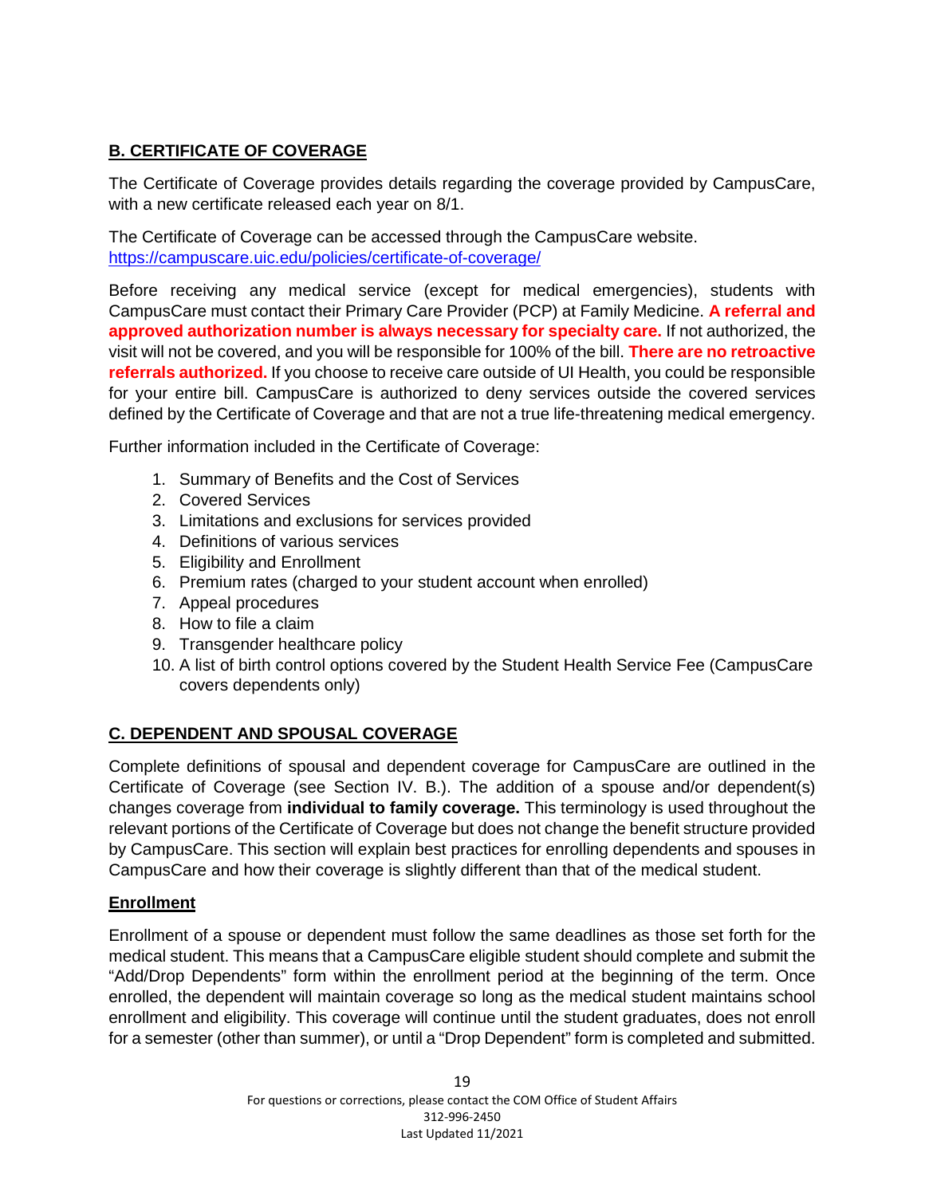## B. CERTIFICATE OF COVERAGE

The Certificate of Coverage provides details regarding the coverage provided by CampusCare, with a new certificate released each year on 8/1.

The Certificate of Coverage can be accessed through the CampusCare website. https://campuscare.uic.edu/policies/certificate-of-coverage/

Before receiving any medical service (except for medical emergencies), students with CampusCare must contact their Primary Care Provider (PCP) at Family Medicine. **A referral and approved authorization number is always necessary for specialty care.** If not authorized, the visit will not be covered, and you will be responsible for 100% of the bill. **There are no retroactive referrals authorized.** If you choose to receive care outside of UI Health, you could be responsible for your entire bill. CampusCare is authorized to deny services outside the covered services defined by the Certificate of Coverage and that are not a true life-threatening medical emergency.

Further information included in the Certificate of Coverage:

1. Summary of Benefits and the Cost of Services
2. Covered Services
3. Limitations and exclusions for services provided
4. Definitions of various services
5. Eligibility and Enrollment
6. Premium rates (charged to your student account when enrolled)
7. Appeal procedures
8. How to file a claim
9. Transgender healthcare policy
10. A list of birth control options covered by the Student Health Service Fee (CampusCare covers dependents only)

## C. DEPENDENT AND SPOUSAL COVERAGE

Complete definitions of spousal and dependent coverage for CampusCare are outlined in the Certificate of Coverage (see Section IV. B.). The addition of a spouse and/or dependent(s) changes coverage from **individual to family coverage.** This terminology is used throughout the relevant portions of the Certificate of Coverage but does not change the benefit structure provided by CampusCare. This section will explain best practices for enrolling dependents and spouses in CampusCare and how their coverage is slightly different than that of the medical student.

### Enrollment

Enrollment of a spouse or dependent must follow the same deadlines as those set forth for the medical student. This means that a CampusCare eligible student should complete and submit the "Add/Drop Dependents" form within the enrollment period at the beginning of the term. Once enrolled, the dependent will maintain coverage so long as the medical student maintains school enrollment and eligibility. This coverage will continue until the student graduates, does not enroll for a semester (other than summer), or until a "Drop Dependent" form is completed and submitted.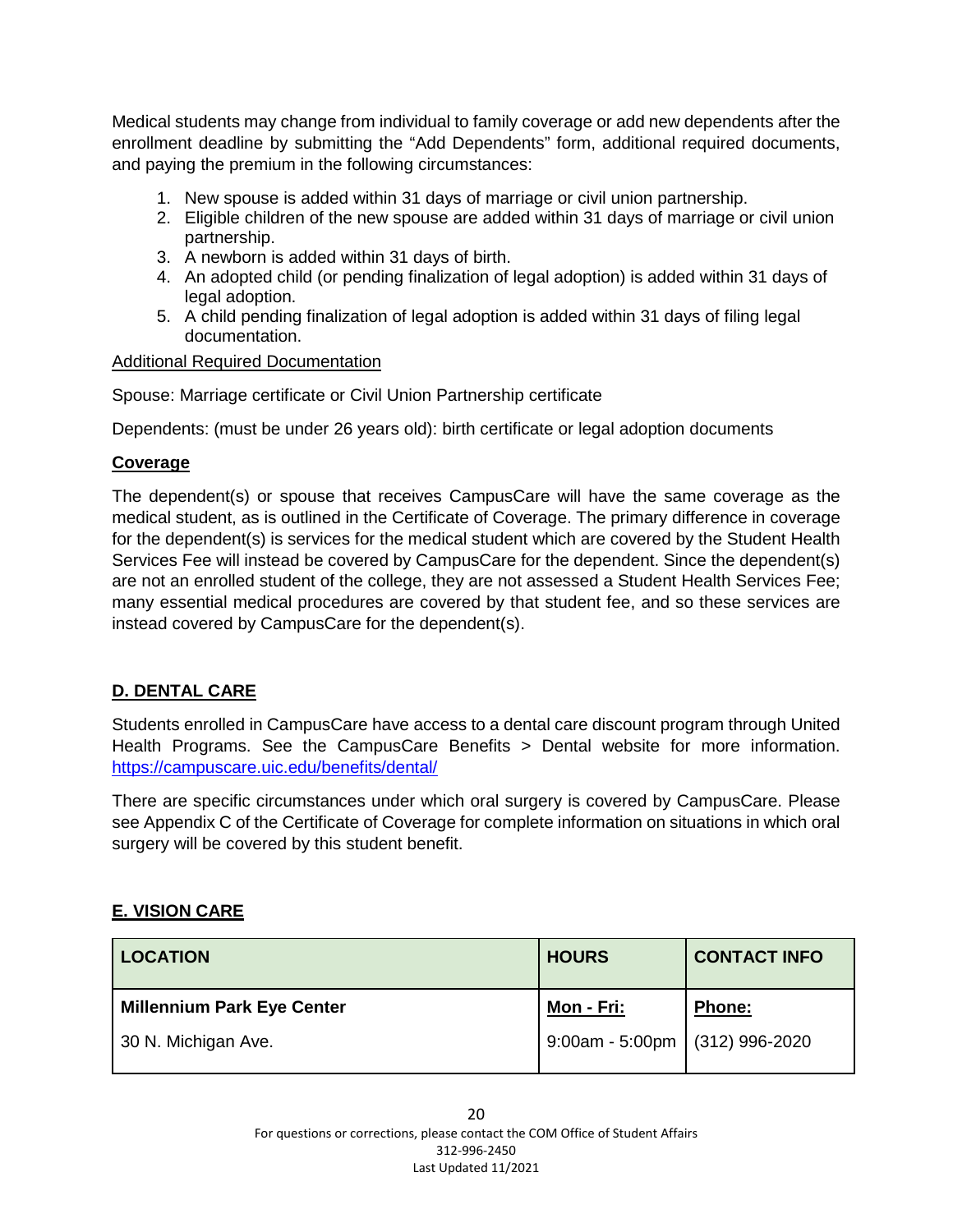Medical students may change from individual to family coverage or add new dependents after the enrollment deadline by submitting the "Add Dependents" form, additional required documents, and paying the premium in the following circumstances:

1. New spouse is added within 31 days of marriage or civil union partnership.
2. Eligible children of the new spouse are added within 31 days of marriage or civil union partnership.
3. A newborn is added within 31 days of birth.
4. An adopted child (or pending finalization of legal adoption) is added within 31 days of legal adoption.
5. A child pending finalization of legal adoption is added within 31 days of filing legal documentation.

Additional Required Documentation

Spouse: Marriage certificate or Civil Union Partnership certificate

Dependents: (must be under 26 years old): birth certificate or legal adoption documents

**Coverage**

The dependent(s) or spouse that receives CampusCare will have the same coverage as the medical student, as is outlined in the Certificate of Coverage. The primary difference in coverage for the dependent(s) is services for the medical student which are covered by the Student Health Services Fee will instead be covered by CampusCare for the dependent. Since the dependent(s) are not an enrolled student of the college, they are not assessed a Student Health Services Fee; many essential medical procedures are covered by that student fee, and so these services are instead covered by CampusCare for the dependent(s).

## D. DENTAL CARE

Students enrolled in CampusCare have access to a dental care discount program through United Health Programs. See the CampusCare Benefits > Dental website for more information. https://campuscare.uic.edu/benefits/dental/

There are specific circumstances under which oral surgery is covered by CampusCare. Please see Appendix C of the Certificate of Coverage for complete information on situations in which oral surgery will be covered by this student benefit.

## E. VISION CARE

| LOCATION | HOURS | CONTACT INFO |
|---|---|---|
| **Millennium Park Eye Center**<br>30 N. Michigan Ave. | **Mon - Fri:**<br>9:00am - 5:00pm | **Phone:**<br>(312) 996-2020 |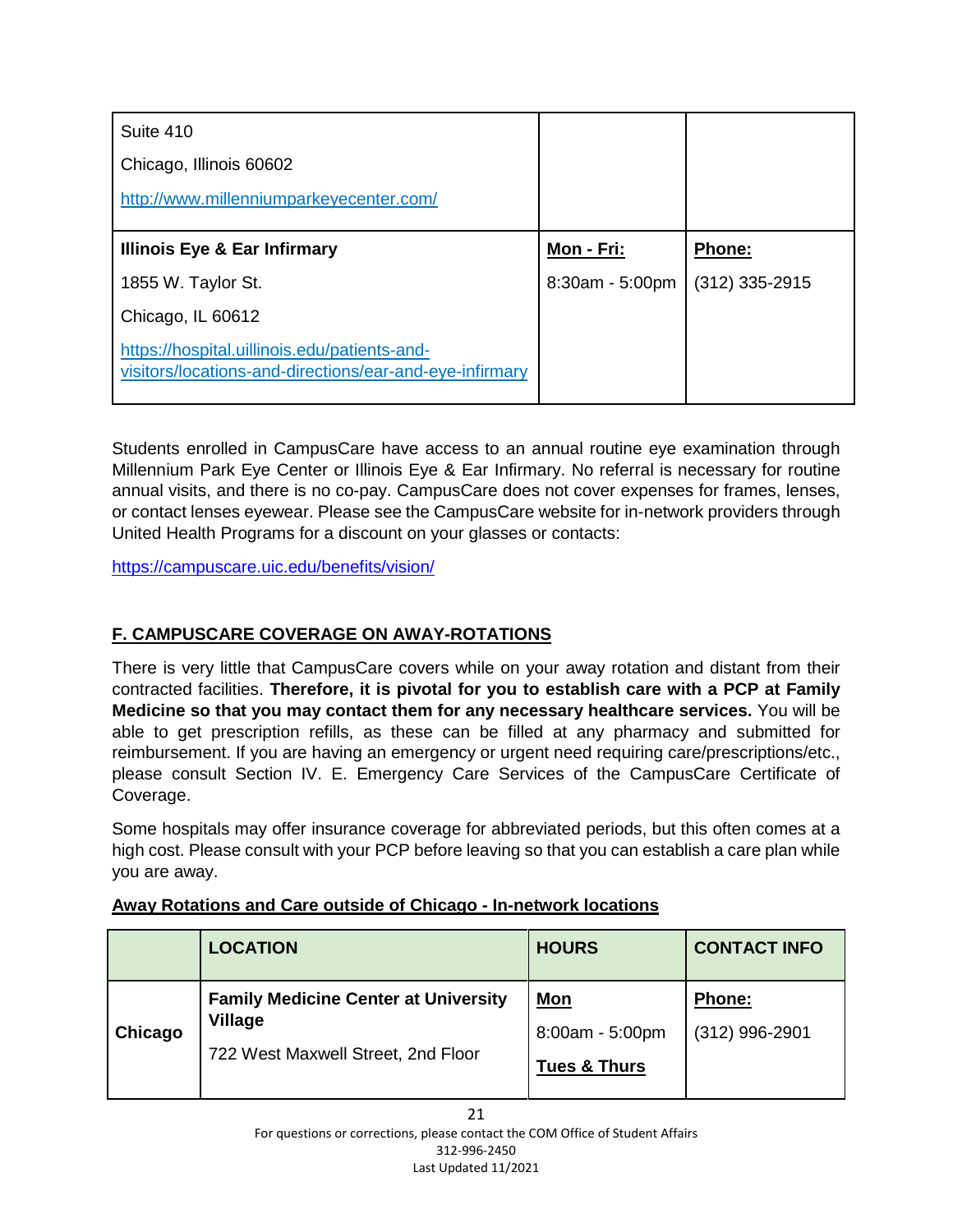| | | |
|---|---|---|
| Suite 410<br>Chicago, Illinois 60602<br>http://www.millenniumparkeyecenter.com/ | | |
| **Illinois Eye & Ear Infirmary**<br>1855 W. Taylor St.<br>Chicago, IL 60612<br>https://hospital.uillinois.edu/patients-and-visitors/locations-and-directions/ear-and-eye-infirmary | **Mon - Fri:**<br>8:30am - 5:00pm | **Phone:**<br>(312) 335-2915 |

Students enrolled in CampusCare have access to an annual routine eye examination through Millennium Park Eye Center or Illinois Eye & Ear Infirmary. No referral is necessary for routine annual visits, and there is no co-pay. CampusCare does not cover expenses for frames, lenses, or contact lenses eyewear. Please see the CampusCare website for in-network providers through United Health Programs for a discount on your glasses or contacts:

https://campuscare.uic.edu/benefits/vision/

## F. CAMPUSCARE COVERAGE ON AWAY-ROTATIONS

There is very little that CampusCare covers while on your away rotation and distant from their contracted facilities. **Therefore, it is pivotal for you to establish care with a PCP at Family Medicine so that you may contact them for any necessary healthcare services.** You will be able to get prescription refills, as these can be filled at any pharmacy and submitted for reimbursement. If you are having an emergency or urgent need requiring care/prescriptions/etc., please consult Section IV. E. Emergency Care Services of the CampusCare Certificate of Coverage.

Some hospitals may offer insurance coverage for abbreviated periods, but this often comes at a high cost. Please consult with your PCP before leaving so that you can establish a care plan while you are away.

**Away Rotations and Care outside of Chicago - In-network locations**

| | LOCATION | HOURS | CONTACT INFO |
|---|---|---|---|
| **Chicago** | **Family Medicine Center at University Village**<br>722 West Maxwell Street, 2nd Floor | **Mon**<br>8:00am - 5:00pm<br>**Tues & Thurs** | **Phone:**<br>(312) 996-2901 |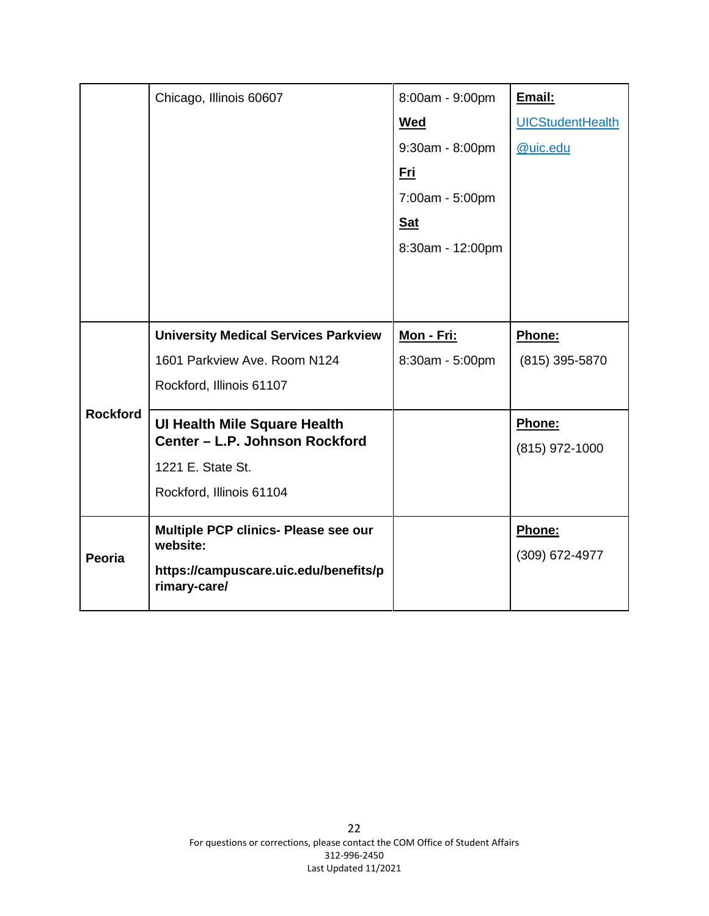| | | | |
|---|---|---|---|
| | Chicago, Illinois 60607 | 8:00am - 9:00pm<br>**Wed**<br>9:30am - 8:00pm<br>**Fri**<br>7:00am - 5:00pm<br>**Sat**<br>8:30am - 12:00pm | **Email:**<br>UICStudentHealth@uic.edu |
| **Rockford** | **University Medical Services Parkview**<br>1601 Parkview Ave. Room N124<br>Rockford, Illinois 61107 | **Mon - Fri:**<br>8:30am - 5:00pm | **Phone:**<br>(815) 395-5870 |
| | **UI Health Mile Square Health Center – L.P. Johnson Rockford**<br>1221 E. State St.<br>Rockford, Illinois 61104 | | **Phone:**<br>(815) 972-1000 |
| **Peoria** | **Multiple PCP clinics- Please see our website:**<br>**https://campuscare.uic.edu/benefits/primary-care/** | | **Phone:**<br>(309) 672-4977 |

For questions or corrections, please contact the COM Office of Student Affairs
312-996-2450
Last Updated 11/2021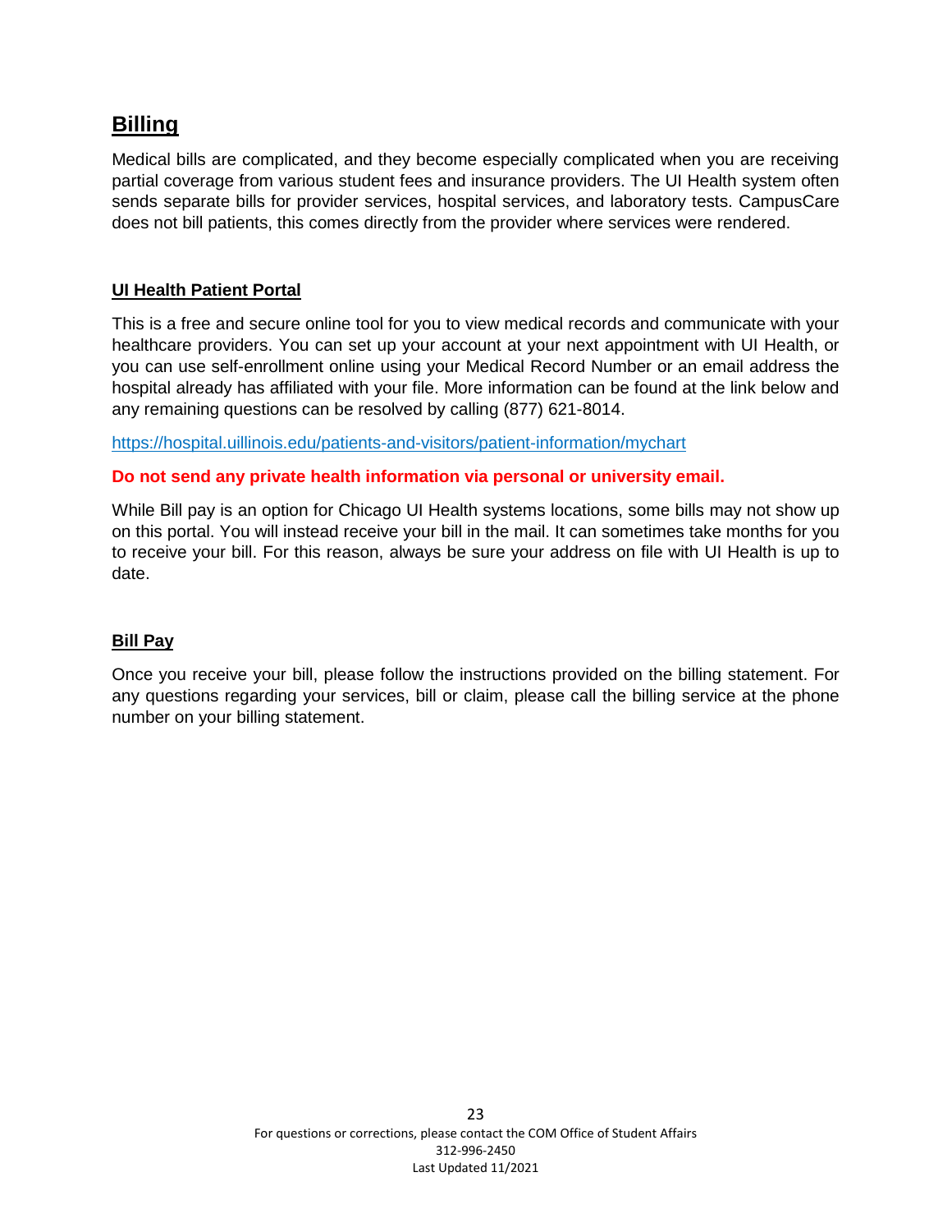## Billing

Medical bills are complicated, and they become especially complicated when you are receiving partial coverage from various student fees and insurance providers. The UI Health system often sends separate bills for provider services, hospital services, and laboratory tests. CampusCare does not bill patients, this comes directly from the provider where services were rendered.

### UI Health Patient Portal

This is a free and secure online tool for you to view medical records and communicate with your healthcare providers. You can set up your account at your next appointment with UI Health, or you can use self-enrollment online using your Medical Record Number or an email address the hospital already has affiliated with your file. More information can be found at the link below and any remaining questions can be resolved by calling (877) 621-8014.

https://hospital.uillinois.edu/patients-and-visitors/patient-information/mychart

**Do not send any private health information via personal or university email.**

While Bill pay is an option for Chicago UI Health systems locations, some bills may not show up on this portal. You will instead receive your bill in the mail. It can sometimes take months for you to receive your bill. For this reason, always be sure your address on file with UI Health is up to date.

### Bill Pay

Once you receive your bill, please follow the instructions provided on the billing statement. For any questions regarding your services, bill or claim, please call the billing service at the phone number on your billing statement.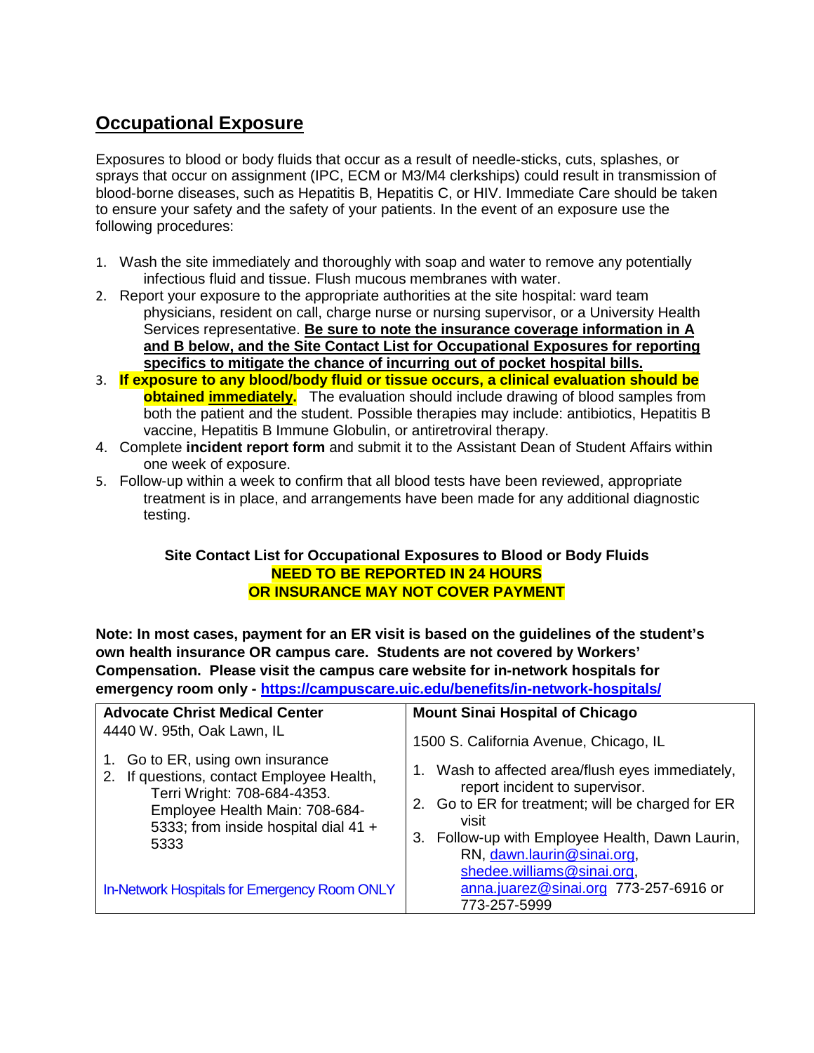## Occupational Exposure

Exposures to blood or body fluids that occur as a result of needle-sticks, cuts, splashes, or sprays that occur on assignment (IPC, ECM or M3/M4 clerkships) could result in transmission of blood-borne diseases, such as Hepatitis B, Hepatitis C, or HIV. Immediate Care should be taken to ensure your safety and the safety of your patients. In the event of an exposure use the following procedures:

1. Wash the site immediately and thoroughly with soap and water to remove any potentially infectious fluid and tissue. Flush mucous membranes with water.
2. Report your exposure to the appropriate authorities at the site hospital: ward team physicians, resident on call, charge nurse or nursing supervisor, or a University Health Services representative. **Be sure to note the insurance coverage information in A and B below, and the Site Contact List for Occupational Exposures for reporting specifics to mitigate the chance of incurring out of pocket hospital bills.**
3. **If exposure to any blood/body fluid or tissue occurs, a clinical evaluation should be obtained immediately.** The evaluation should include drawing of blood samples from both the patient and the student. Possible therapies may include: antibiotics, Hepatitis B vaccine, Hepatitis B Immune Globulin, or antiretroviral therapy.
4. Complete **incident report form** and submit it to the Assistant Dean of Student Affairs within one week of exposure.
5. Follow-up within a week to confirm that all blood tests have been reviewed, appropriate treatment is in place, and arrangements have been made for any additional diagnostic testing.

**Site Contact List for Occupational Exposures to Blood or Body Fluids**
**NEED TO BE REPORTED IN 24 HOURS**
**OR INSURANCE MAY NOT COVER PAYMENT**

**Note: In most cases, payment for an ER visit is based on the guidelines of the student's own health insurance OR campus care. Students are not covered by Workers' Compensation. Please visit the campus care website for in-network hospitals for emergency room only - https://campuscare.uic.edu/benefits/in-network-hospitals/**

| **Advocate Christ Medical Center** | **Mount Sinai Hospital of Chicago** |
|---|---|
| 4440 W. 95th, Oak Lawn, IL<br><br>1. Go to ER, using own insurance<br>2. If questions, contact Employee Health, Terri Wright: 708-684-4353. Employee Health Main: 708-684-5333; from inside hospital dial 41 + 5333<br><br>In-Network Hospitals for Emergency Room ONLY | 1500 S. California Avenue, Chicago, IL<br><br>1. Wash to affected area/flush eyes immediately, report incident to supervisor.<br>2. Go to ER for treatment; will be charged for ER visit<br>3. Follow-up with Employee Health, Dawn Laurin, RN, dawn.laurin@sinai.org, shedee.williams@sinai.org, anna.juarez@sinai.org 773-257-6916 or 773-257-5999 |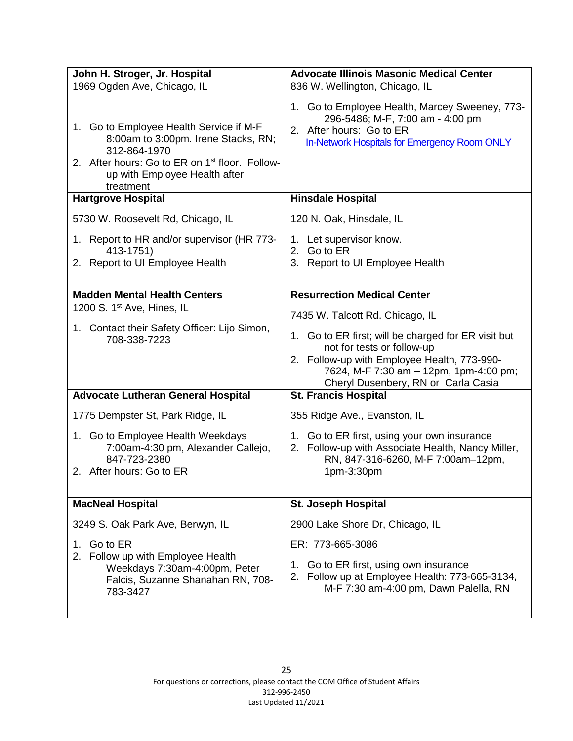| **John H. Stroger, Jr. Hospital**<br>1969 Ogden Ave, Chicago, IL<br>1. Go to Employee Health Service if M-F 8:00am to 3:00pm. Irene Stacks, RN; 312-864-1970<br>2. After hours: Go to ER on 1st floor. Follow-up with Employee Health after treatment | **Advocate Illinois Masonic Medical Center**<br>836 W. Wellington, Chicago, IL<br>1. Go to Employee Health, Marcey Sweeney, 773-296-5486; M-F, 7:00 am - 4:00 pm<br>2. After hours: Go to ER<br>In-Network Hospitals for Emergency Room ONLY |
|---|---|
| **Hartgrove Hospital**<br>5730 W. Roosevelt Rd, Chicago, IL<br>1. Report to HR and/or supervisor (HR 773-413-1751)<br>2. Report to UI Employee Health | **Hinsdale Hospital**<br>120 N. Oak, Hinsdale, IL<br>1. Let supervisor know.<br>2. Go to ER<br>3. Report to UI Employee Health |
| **Madden Mental Health Centers**<br>1200 S. 1st Ave, Hines, IL<br>1. Contact their Safety Officer: Lijo Simon, 708-338-7223 | **Resurrection Medical Center**<br>7435 W. Talcott Rd. Chicago, IL<br>1. Go to ER first; will be charged for ER visit but not for tests or follow-up<br>2. Follow-up with Employee Health, 773-990-7624, M-F 7:30 am – 12pm, 1pm-4:00 pm; Cheryl Dusenbery, RN or Carla Casia |
| **Advocate Lutheran General Hospital**<br>1775 Dempster St, Park Ridge, IL<br>1. Go to Employee Health Weekdays 7:00am-4:30 pm, Alexander Callejo, 847-723-2380<br>2. After hours: Go to ER | **St. Francis Hospital**<br>355 Ridge Ave., Evanston, IL<br>1. Go to ER first, using your own insurance<br>2. Follow-up with Associate Health, Nancy Miller, RN, 847-316-6260, M-F 7:00am–12pm, 1pm-3:30pm |
| **MacNeal Hospital**<br>3249 S. Oak Park Ave, Berwyn, IL<br>1. Go to ER<br>2. Follow up with Employee Health Weekdays 7:30am-4:00pm, Peter Falcis, Suzanne Shanahan RN, 708-783-3427 | **St. Joseph Hospital**<br>2900 Lake Shore Dr, Chicago, IL<br>ER: 773-665-3086<br>1. Go to ER first, using own insurance<br>2. Follow up at Employee Health: 773-665-3134, M-F 7:30 am-4:00 pm, Dawn Palella, RN |

For questions or corrections, please contact the COM Office of Student Affairs
312-996-2450
Last Updated 11/2021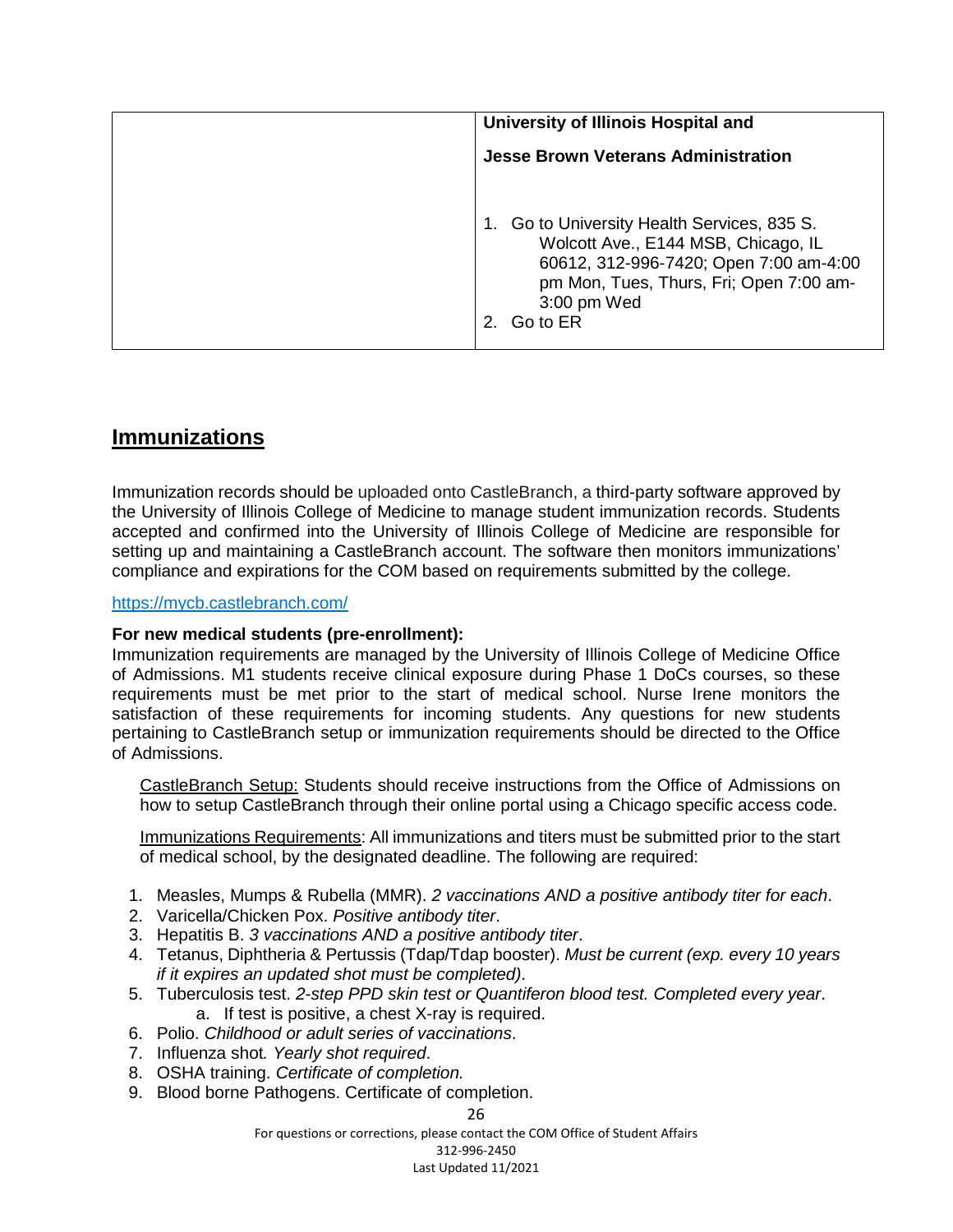|  | **University of Illinois Hospital and** <br><br> **Jesse Brown Veterans Administration** <br><br> 1. Go to University Health Services, 835 S. Wolcott Ave., E144 MSB, Chicago, IL 60612, 312-996-7420; Open 7:00 am-4:00 pm Mon, Tues, Thurs, Fri; Open 7:00 am-3:00 pm Wed <br> 2. Go to ER |
|---|---|

## Immunizations

Immunization records should be uploaded onto CastleBranch, a third-party software approved by the University of Illinois College of Medicine to manage student immunization records. Students accepted and confirmed into the University of Illinois College of Medicine are responsible for setting up and maintaining a CastleBranch account. The software then monitors immunizations' compliance and expirations for the COM based on requirements submitted by the college.

https://mycb.castlebranch.com/

**For new medical students (pre-enrollment):**
Immunization requirements are managed by the University of Illinois College of Medicine Office of Admissions. M1 students receive clinical exposure during Phase 1 DoCs courses, so these requirements must be met prior to the start of medical school. Nurse Irene monitors the satisfaction of these requirements for incoming students. Any questions for new students pertaining to CastleBranch setup or immunization requirements should be directed to the Office of Admissions.

CastleBranch Setup: Students should receive instructions from the Office of Admissions on how to setup CastleBranch through their online portal using a Chicago specific access code.

Immunizations Requirements: All immunizations and titers must be submitted prior to the start of medical school, by the designated deadline. The following are required:

1. Measles, Mumps & Rubella (MMR). *2 vaccinations AND a positive antibody titer for each*.
2. Varicella/Chicken Pox. *Positive antibody titer*.
3. Hepatitis B. *3 vaccinations AND a positive antibody titer*.
4. Tetanus, Diphtheria & Pertussis (Tdap/Tdap booster). *Must be current (exp. every 10 years if it expires an updated shot must be completed)*.
5. Tuberculosis test. *2-step PPD skin test or Quantiferon blood test. Completed every year*.
   a. If test is positive, a chest X-ray is required.
6. Polio. *Childhood or adult series of vaccinations*.
7. Influenza shot*. Yearly shot required*.
8. OSHA training. *Certificate of completion.*
9. Blood borne Pathogens. Certificate of completion.

For questions or corrections, please contact the COM Office of Student Affairs
312-996-2450
Last Updated 11/2021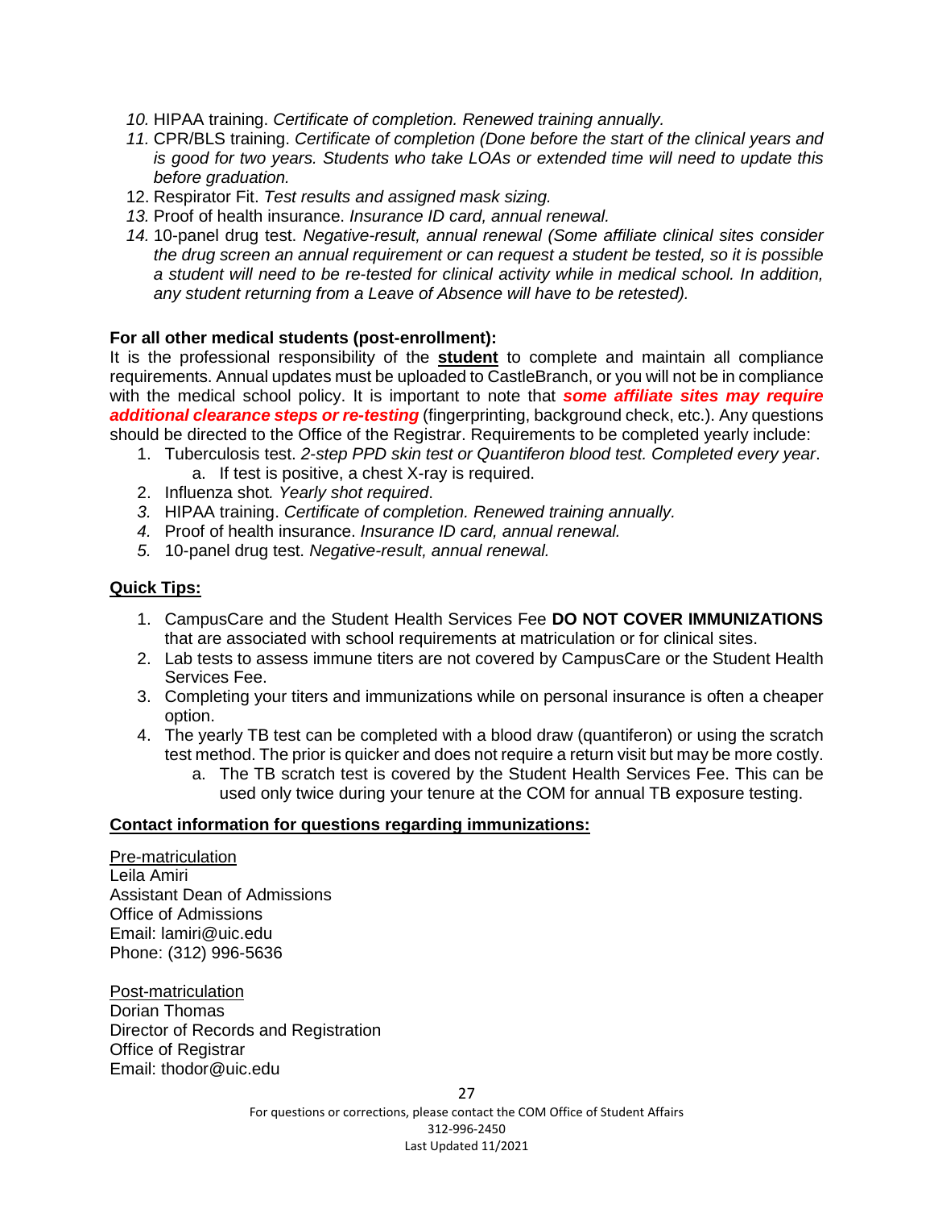10. HIPAA training. *Certificate of completion. Renewed training annually.*
11. CPR/BLS training. *Certificate of completion (Done before the start of the clinical years and is good for two years. Students who take LOAs or extended time will need to update this before graduation.*
12. Respirator Fit. *Test results and assigned mask sizing.*
13. Proof of health insurance. *Insurance ID card, annual renewal.*
14. 10-panel drug test. *Negative-result, annual renewal (Some affiliate clinical sites consider the drug screen an annual requirement or can request a student be tested, so it is possible a student will need to be re-tested for clinical activity while in medical school. In addition, any student returning from a Leave of Absence will have to be retested).*

**For all other medical students (post-enrollment):**

It is the professional responsibility of the **student** to complete and maintain all compliance requirements. Annual updates must be uploaded to CastleBranch, or you will not be in compliance with the medical school policy. It is important to note that ***some affiliate sites may require additional clearance steps or re-testing*** (fingerprinting, background check, etc.). Any questions should be directed to the Office of the Registrar. Requirements to be completed yearly include:

1. Tuberculosis test. *2-step PPD skin test or Quantiferon blood test. Completed every year*.
   a. If test is positive, a chest X-ray is required.
2. Influenza shot*. Yearly shot required*.
3. HIPAA training. *Certificate of completion. Renewed training annually.*
4. Proof of health insurance. *Insurance ID card, annual renewal.*
5. 10-panel drug test. *Negative-result, annual renewal.*

**Quick Tips:**

1. CampusCare and the Student Health Services Fee **DO NOT COVER IMMUNIZATIONS** that are associated with school requirements at matriculation or for clinical sites.
2. Lab tests to assess immune titers are not covered by CampusCare or the Student Health Services Fee.
3. Completing your titers and immunizations while on personal insurance is often a cheaper option.
4. The yearly TB test can be completed with a blood draw (quantiferon) or using the scratch test method. The prior is quicker and does not require a return visit but may be more costly.
   a. The TB scratch test is covered by the Student Health Services Fee. This can be used only twice during your tenure at the COM for annual TB exposure testing.

**Contact information for questions regarding immunizations:**

Pre-matriculation
Leila Amiri
Assistant Dean of Admissions
Office of Admissions
Email: lamiri@uic.edu
Phone: (312) 996-5636

Post-matriculation
Dorian Thomas
Director of Records and Registration
Office of Registrar
Email: thodor@uic.edu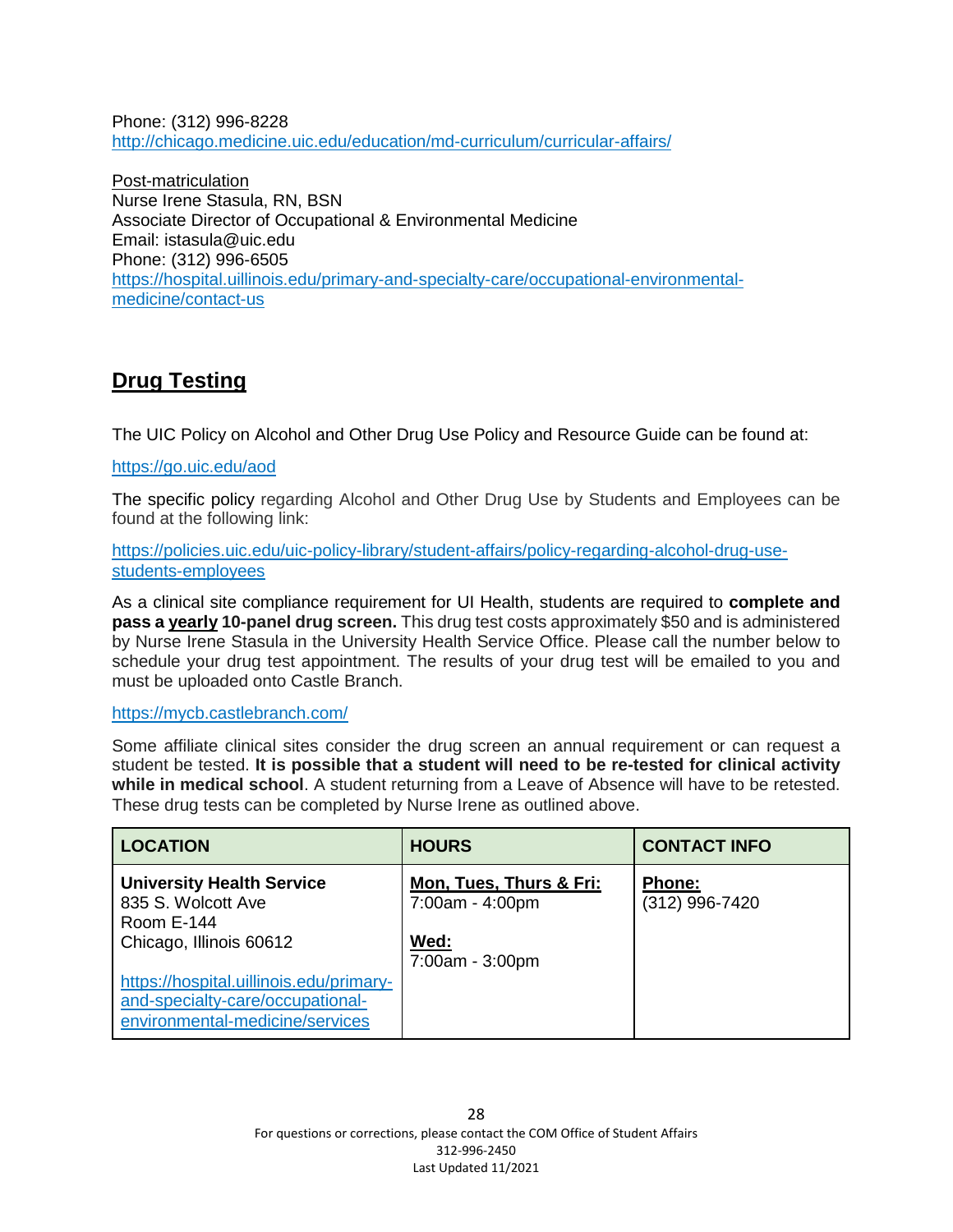Phone: (312) 996-8228
http://chicago.medicine.uic.edu/education/md-curriculum/curricular-affairs/

Post-matriculation
Nurse Irene Stasula, RN, BSN
Associate Director of Occupational & Environmental Medicine
Email: istasula@uic.edu
Phone: (312) 996-6505
https://hospital.uillinois.edu/primary-and-specialty-care/occupational-environmental-medicine/contact-us

## Drug Testing

The UIC Policy on Alcohol and Other Drug Use Policy and Resource Guide can be found at:

https://go.uic.edu/aod

The specific policy regarding Alcohol and Other Drug Use by Students and Employees can be found at the following link:

https://policies.uic.edu/uic-policy-library/student-affairs/policy-regarding-alcohol-drug-use-students-employees

As a clinical site compliance requirement for UI Health, students are required to **complete and pass a yearly 10-panel drug screen.** This drug test costs approximately $50 and is administered by Nurse Irene Stasula in the University Health Service Office. Please call the number below to schedule your drug test appointment. The results of your drug test will be emailed to you and must be uploaded onto Castle Branch.

https://mycb.castlebranch.com/

Some affiliate clinical sites consider the drug screen an annual requirement or can request a student be tested. **It is possible that a student will need to be re-tested for clinical activity while in medical school**. A student returning from a Leave of Absence will have to be retested. These drug tests can be completed by Nurse Irene as outlined above.

| LOCATION | HOURS | CONTACT INFO |
|---|---|---|
| **University Health Service**<br>835 S. Wolcott Ave<br>Room E-144<br>Chicago, Illinois 60612<br><br>https://hospital.uillinois.edu/primary-and-specialty-care/occupational-environmental-medicine/services | **Mon, Tues, Thurs & Fri:**<br>7:00am - 4:00pm<br><br>**Wed:**<br>7:00am - 3:00pm | **Phone:**<br>(312) 996-7420 |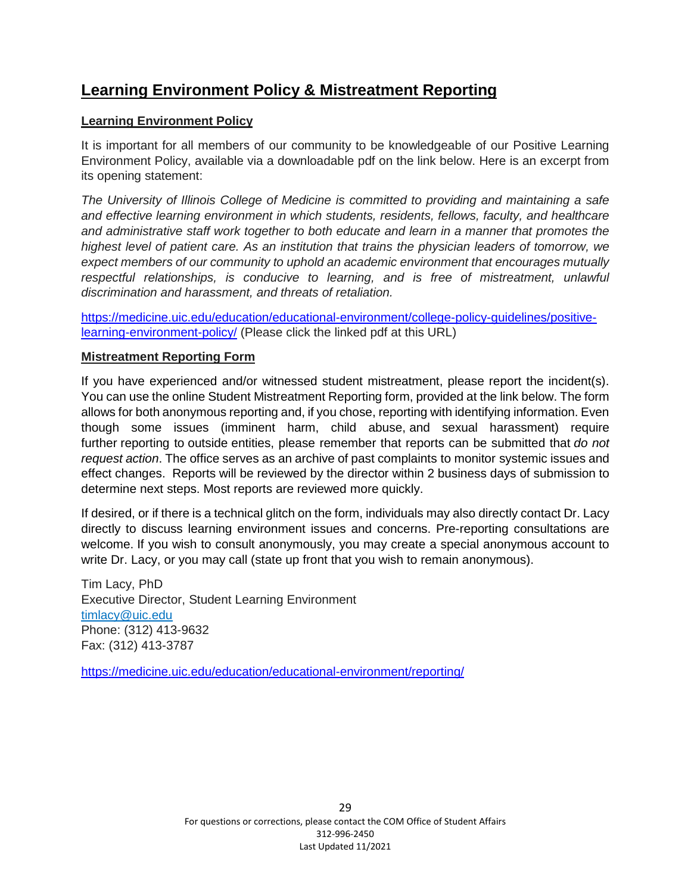# Learning Environment Policy & Mistreatment Reporting

## Learning Environment Policy

It is important for all members of our community to be knowledgeable of our Positive Learning Environment Policy, available via a downloadable pdf on the link below. Here is an excerpt from its opening statement:

*The University of Illinois College of Medicine is committed to providing and maintaining a safe and effective learning environment in which students, residents, fellows, faculty, and healthcare and administrative staff work together to both educate and learn in a manner that promotes the highest level of patient care. As an institution that trains the physician leaders of tomorrow, we expect members of our community to uphold an academic environment that encourages mutually respectful relationships, is conducive to learning, and is free of mistreatment, unlawful discrimination and harassment, and threats of retaliation.*

https://medicine.uic.edu/education/educational-environment/college-policy-guidelines/positive-learning-environment-policy/ (Please click the linked pdf at this URL)

## Mistreatment Reporting Form

If you have experienced and/or witnessed student mistreatment, please report the incident(s). You can use the online Student Mistreatment Reporting form, provided at the link below. The form allows for both anonymous reporting and, if you chose, reporting with identifying information. Even though some issues (imminent harm, child abuse, and sexual harassment) require further reporting to outside entities, please remember that reports can be submitted that *do not request action*. The office serves as an archive of past complaints to monitor systemic issues and effect changes. Reports will be reviewed by the director within 2 business days of submission to determine next steps. Most reports are reviewed more quickly.

If desired, or if there is a technical glitch on the form, individuals may also directly contact Dr. Lacy directly to discuss learning environment issues and concerns. Pre-reporting consultations are welcome. If you wish to consult anonymously, you may create a special anonymous account to write Dr. Lacy, or you may call (state up front that you wish to remain anonymous).

Tim Lacy, PhD
Executive Director, Student Learning Environment
timlacy@uic.edu
Phone: (312) 413-9632
Fax: (312) 413-3787

https://medicine.uic.edu/education/educational-environment/reporting/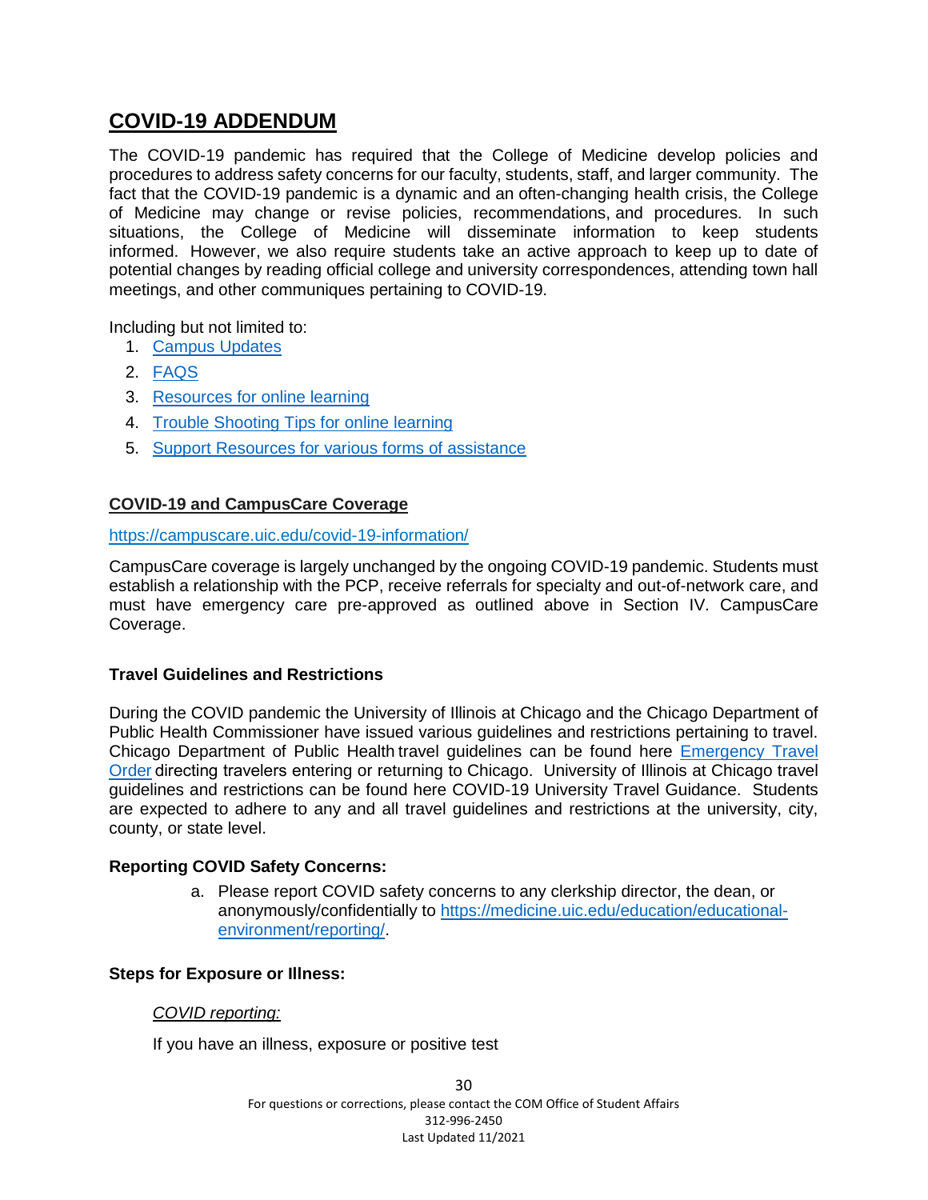# COVID-19 ADDENDUM

The COVID-19 pandemic has required that the College of Medicine develop policies and procedures to address safety concerns for our faculty, students, staff, and larger community. The fact that the COVID-19 pandemic is a dynamic and an often-changing health crisis, the College of Medicine may change or revise policies, recommendations, and procedures. In such situations, the College of Medicine will disseminate information to keep students informed. However, we also require students take an active approach to keep up to date of potential changes by reading official college and university correspondences, attending town hall meetings, and other communiques pertaining to COVID-19.

Including but not limited to:

1. Campus Updates
2. FAQS
3. Resources for online learning
4. Trouble Shooting Tips for online learning
5. Support Resources for various forms of assistance

## COVID-19 and CampusCare Coverage

https://campuscare.uic.edu/covid-19-information/

CampusCare coverage is largely unchanged by the ongoing COVID-19 pandemic. Students must establish a relationship with the PCP, receive referrals for specialty and out-of-network care, and must have emergency care pre-approved as outlined above in Section IV. CampusCare Coverage.

### Travel Guidelines and Restrictions

During the COVID pandemic the University of Illinois at Chicago and the Chicago Department of Public Health Commissioner have issued various guidelines and restrictions pertaining to travel. Chicago Department of Public Health travel guidelines can be found here Emergency Travel Order directing travelers entering or returning to Chicago. University of Illinois at Chicago travel guidelines and restrictions can be found here COVID-19 University Travel Guidance. Students are expected to adhere to any and all travel guidelines and restrictions at the university, city, county, or state level.

### Reporting COVID Safety Concerns:

a. Please report COVID safety concerns to any clerkship director, the dean, or anonymously/confidentially to https://medicine.uic.edu/education/educational-environment/reporting/.

### Steps for Exposure or Illness:

*COVID reporting:*

If you have an illness, exposure or positive test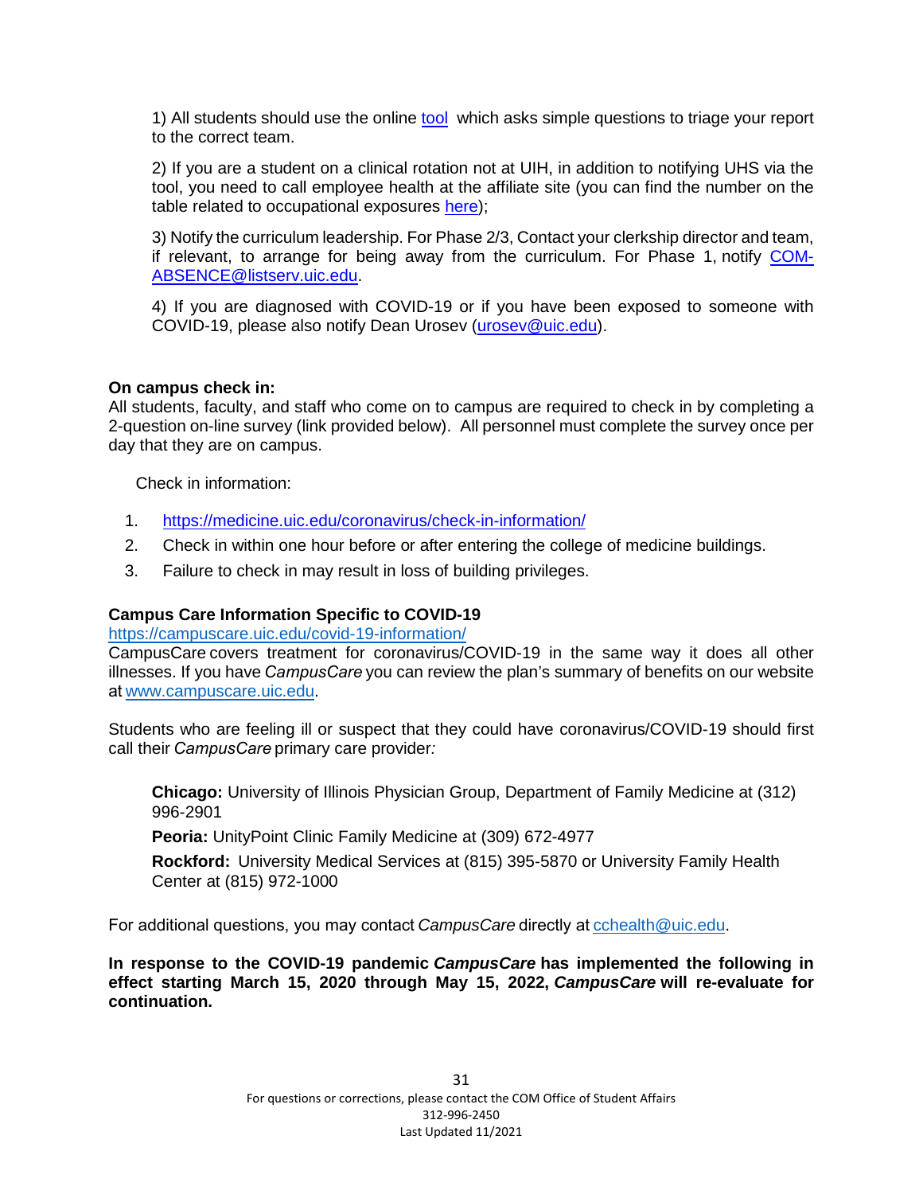1) All students should use the online [tool](tool) which asks simple questions to triage your report to the correct team.

2) If you are a student on a clinical rotation not at UIH, in addition to notifying UHS via the tool, you need to call employee health at the affiliate site (you can find the number on the table related to occupational exposures here);

3) Notify the curriculum leadership. For Phase 2/3, Contact your clerkship director and team, if relevant, to arrange for being away from the curriculum. For Phase 1, notify COM-ABSENCE@listserv.uic.edu.

4) If you are diagnosed with COVID-19 or if you have been exposed to someone with COVID-19, please also notify Dean Urosev (urosev@uic.edu).

**On campus check in:**
All students, faculty, and staff who come on to campus are required to check in by completing a 2-question on-line survey (link provided below). All personnel must complete the survey once per day that they are on campus.

Check in information:

1. https://medicine.uic.edu/coronavirus/check-in-information/
2. Check in within one hour before or after entering the college of medicine buildings.
3. Failure to check in may result in loss of building privileges.

**Campus Care Information Specific to COVID-19**
https://campuscare.uic.edu/covid-19-information/
CampusCare covers treatment for coronavirus/COVID-19 in the same way it does all other illnesses. If you have *CampusCare* you can review the plan's summary of benefits on our website at www.campuscare.uic.edu.

Students who are feeling ill or suspect that they could have coronavirus/COVID-19 should first call their *CampusCare* primary care provider*:*

**Chicago:** University of Illinois Physician Group, Department of Family Medicine at (312) 996-2901

**Peoria:** UnityPoint Clinic Family Medicine at (309) 672-4977

**Rockford:** University Medical Services at (815) 395-5870 or University Family Health Center at (815) 972-1000

For additional questions, you may contact *CampusCare* directly at cchealth@uic.edu.

**In response to the COVID-19 pandemic *CampusCare* has implemented the following in effect starting March 15, 2020 through May 15, 2022, *CampusCare* will re-evaluate for continuation.**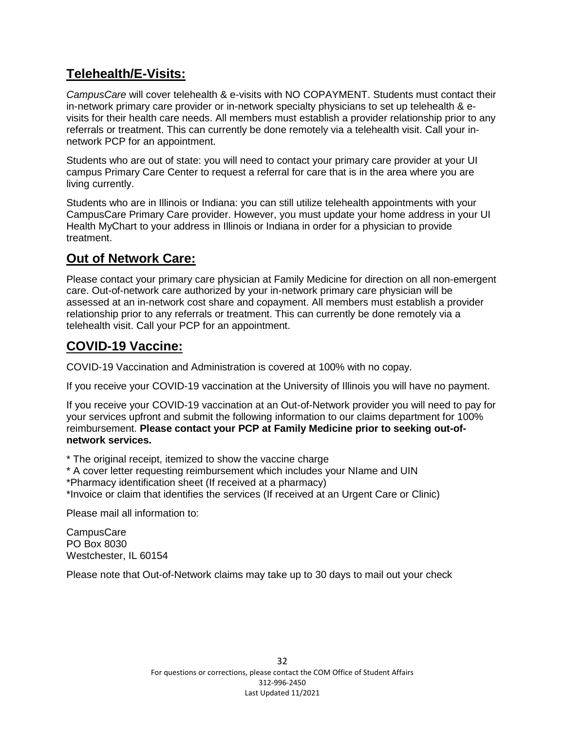## Telehealth/E-Visits:

*CampusCare* will cover telehealth & e-visits with NO COPAYMENT. Students must contact their in-network primary care provider or in-network specialty physicians to set up telehealth & e-visits for their health care needs. All members must establish a provider relationship prior to any referrals or treatment. This can currently be done remotely via a telehealth visit. Call your in-network PCP for an appointment.

Students who are out of state: you will need to contact your primary care provider at your UI campus Primary Care Center to request a referral for care that is in the area where you are living currently.

Students who are in Illinois or Indiana: you can still utilize telehealth appointments with your CampusCare Primary Care provider. However, you must update your home address in your UI Health MyChart to your address in Illinois or Indiana in order for a physician to provide treatment.

## Out of Network Care:

Please contact your primary care physician at Family Medicine for direction on all non-emergent care. Out-of-network care authorized by your in-network primary care physician will be assessed at an in-network cost share and copayment. All members must establish a provider relationship prior to any referrals or treatment. This can currently be done remotely via a telehealth visit. Call your PCP for an appointment.

## COVID-19 Vaccine:

COVID-19 Vaccination and Administration is covered at 100% with no copay.

If you receive your COVID-19 vaccination at the University of Illinois you will have no payment.

If you receive your COVID-19 vaccination at an Out-of-Network provider you will need to pay for your services upfront and submit the following information to our claims department for 100% reimbursement. **Please contact your PCP at Family Medicine prior to seeking out-of-network services.**

* The original receipt, itemized to show the vaccine charge
* A cover letter requesting reimbursement which includes your NIame and UIN
*Pharmacy identification sheet (If received at a pharmacy)
*Invoice or claim that identifies the services (If received at an Urgent Care or Clinic)

Please mail all information to:

CampusCare
PO Box 8030
Westchester, IL 60154

Please note that Out-of-Network claims may take up to 30 days to mail out your check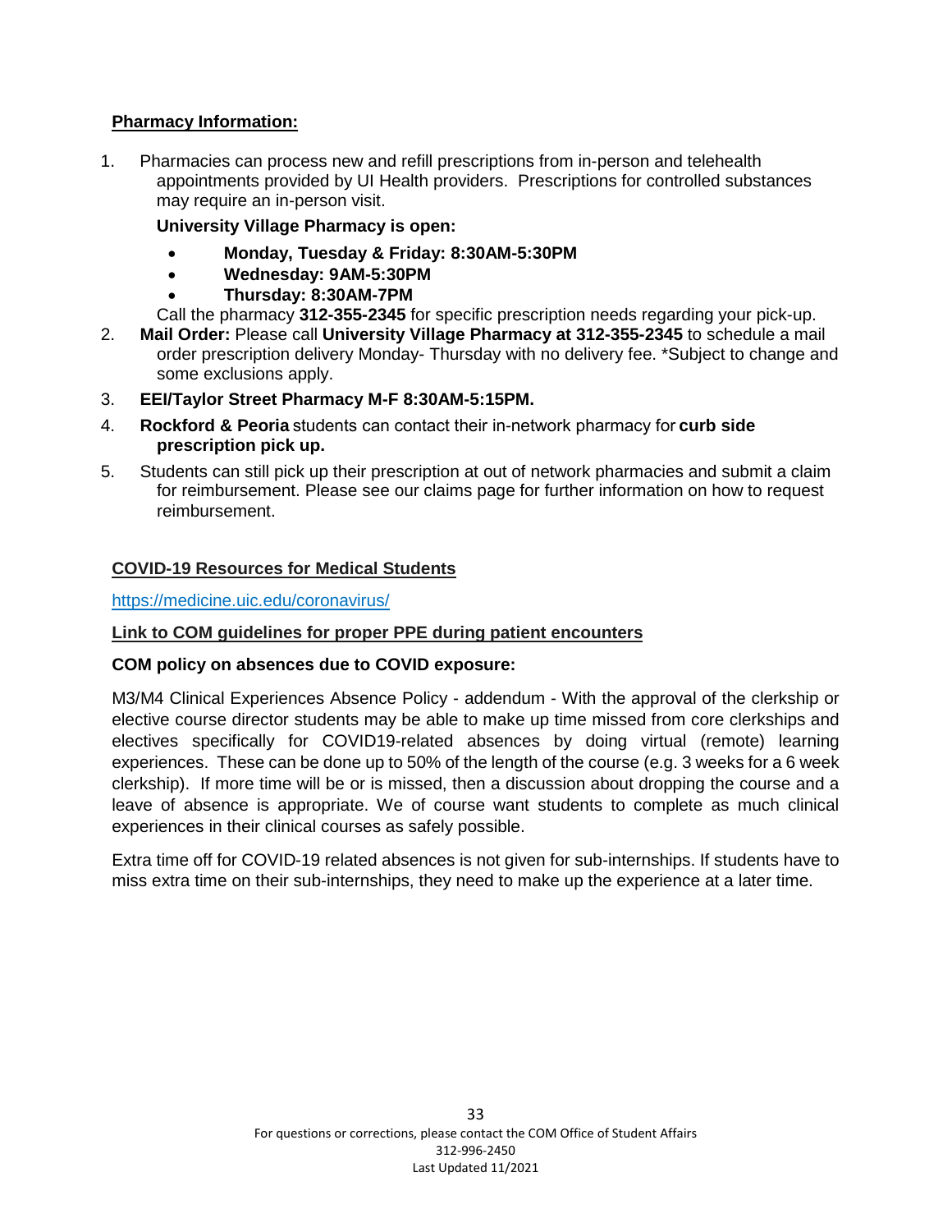## Pharmacy Information:

1. Pharmacies can process new and refill prescriptions from in-person and telehealth appointments provided by UI Health providers. Prescriptions for controlled substances may require an in-person visit.

   **University Village Pharmacy is open:**

   - **Monday, Tuesday & Friday: 8:30AM-5:30PM**
   - **Wednesday: 9AM-5:30PM**
   - **Thursday: 8:30AM-7PM**

   Call the pharmacy **312-355-2345** for specific prescription needs regarding your pick-up.
2. **Mail Order:** Please call **University Village Pharmacy at 312-355-2345** to schedule a mail order prescription delivery Monday- Thursday with no delivery fee. *Subject to change and some exclusions apply.
3. **EEI/Taylor Street Pharmacy M-F 8:30AM-5:15PM.**
4. **Rockford & Peoria** students can contact their in-network pharmacy for **curb side prescription pick up.**
5. Students can still pick up their prescription at out of network pharmacies and submit a claim for reimbursement. Please see our claims page for further information on how to request reimbursement.

## COVID-19 Resources for Medical Students

https://medicine.uic.edu/coronavirus/

**Link to COM guidelines for proper PPE during patient encounters**

**COM policy on absences due to COVID exposure:**

M3/M4 Clinical Experiences Absence Policy - addendum - With the approval of the clerkship or elective course director students may be able to make up time missed from core clerkships and electives specifically for COVID19-related absences by doing virtual (remote) learning experiences. These can be done up to 50% of the length of the course (e.g. 3 weeks for a 6 week clerkship). If more time will be or is missed, then a discussion about dropping the course and a leave of absence is appropriate. We of course want students to complete as much clinical experiences in their clinical courses as safely possible.

Extra time off for COVID-19 related absences is not given for sub-internships. If students have to miss extra time on their sub-internships, they need to make up the experience at a later time.